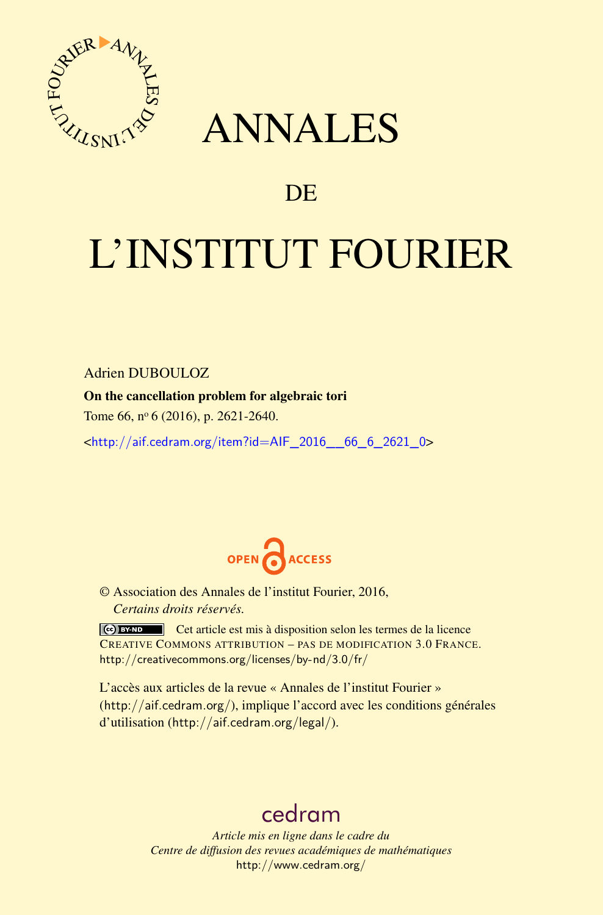# ANNALES

## DE

# L'INSTITUT FOURIER

Adrien DUBOULOZ

**On the cancellation problem for algebraic tori**

Tome 66, nº 6 (2016), p. 2621-2640.

<http://aif.cedram.org/item?id=AIF_2016__66_6_2621_0>

© Association des Annales de l'institut Fourier, 2016,
*Certains droits réservés.*

Cet article est mis à disposition selon les termes de la licence CREATIVE COMMONS ATTRIBUTION – PAS DE MODIFICATION 3.0 FRANCE.
http://creativecommons.org/licenses/by-nd/3.0/fr/

L'accès aux articles de la revue « Annales de l'institut Fourier » (http://aif.cedram.org/), implique l'accord avec les conditions générales d'utilisation (http://aif.cedram.org/legal/).

cedram

*Article mis en ligne dans le cadre du*
*Centre de diffusion des revues académiques de mathématiques*
http://www.cedram.org/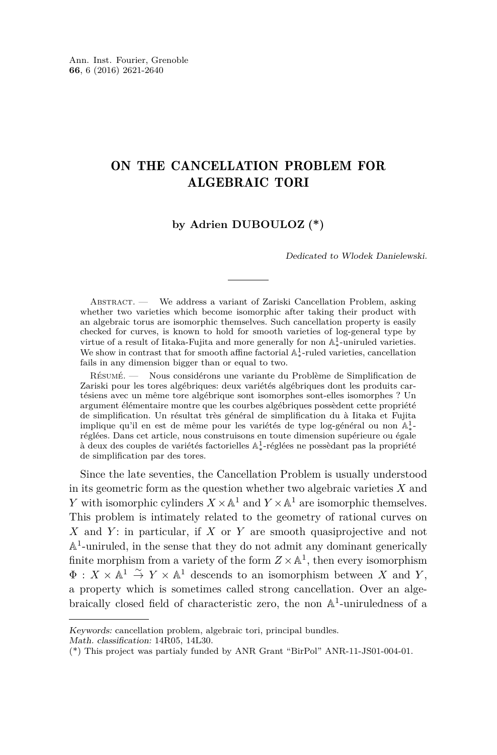# ON THE CANCELLATION PROBLEM FOR ALGEBRAIC TORI

**by Adrien DUBOULOZ (\*)**

*Dedicated to Wlodek Danielewski.*

Abstract. — We address a variant of Zariski Cancellation Problem, asking whether two varieties which become isomorphic after taking their product with an algebraic torus are isomorphic themselves. Such cancellation property is easily checked for curves, is known to hold for smooth varieties of log-general type by virtue of a result of Iitaka-Fujita and more generally for non $\mathbb{A}^1_*$-uniruled varieties. We show in contrast that for smooth affine factorial $\mathbb{A}^1_*$-ruled varieties, cancellation fails in any dimension bigger than or equal to two.

Résumé. — Nous considérons une variante du Problème de Simplification de Zariski pour les tores algébriques: deux variétés algébriques dont les produits cartésiens avec un même tore algébrique sont isomorphes sont-elles isomorphes ? Un argument élémentaire montre que les courbes algébriques possèdent cette propriété de simplification. Un résultat très général de simplification du à Iitaka et Fujita implique qu'il en est de même pour les variétés de type log-général ou non $\mathbb{A}^1_*$-réglées. Dans cet article, nous construisons en toute dimension supérieure ou égale à deux des couples de variétés factorielles $\mathbb{A}^1_*$-réglées ne possèdant pas la propriété de simplification par des tores.

Since the late seventies, the Cancellation Problem is usually understood in its geometric form as the question whether two algebraic varieties $X$ and $Y$ with isomorphic cylinders $X \times \mathbb{A}^1$ and $Y \times \mathbb{A}^1$ are isomorphic themselves. This problem is intimately related to the geometry of rational curves on $X$ and $Y$: in particular, if $X$ or $Y$ are smooth quasiprojective and not $\mathbb{A}^1$-uniruled, in the sense that they do not admit any dominant generically finite morphism from a variety of the form $Z \times \mathbb{A}^1$, then every isomorphism $\Phi : X \times \mathbb{A}^1 \overset{\sim}{\to} Y \times \mathbb{A}^1$ descends to an isomorphism between $X$ and $Y$, a property which is sometimes called strong cancellation. Over an algebraically closed field of characteristic zero, the non $\mathbb{A}^1$-uniruledness of a

---

*Keywords:* cancellation problem, algebraic tori, principal bundles.
*Math. classification:* 14R05, 14L30.
(\*) This project was partialy funded by ANR Grant "BirPol" ANR-11-JS01-004-01.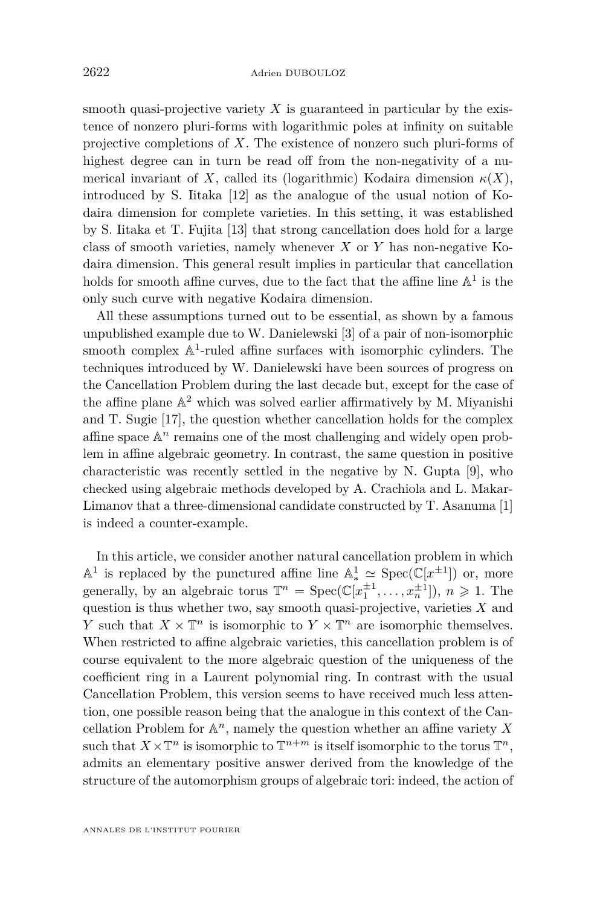smooth quasi-projective variety $X$ is guaranteed in particular by the existence of nonzero pluri-forms with logarithmic poles at infinity on suitable projective completions of $X$. The existence of nonzero such pluri-forms of highest degree can in turn be read off from the non-negativity of a numerical invariant of $X$, called its (logarithmic) Kodaira dimension $\kappa(X)$, introduced by S. Iitaka [12] as the analogue of the usual notion of Kodaira dimension for complete varieties. In this setting, it was established by S. Iitaka et T. Fujita [13] that strong cancellation does hold for a large class of smooth varieties, namely whenever $X$ or $Y$ has non-negative Kodaira dimension. This general result implies in particular that cancellation holds for smooth affine curves, due to the fact that the affine line $\mathbb{A}^1$ is the only such curve with negative Kodaira dimension.

All these assumptions turned out to be essential, as shown by a famous unpublished example due to W. Danielewski [3] of a pair of non-isomorphic smooth complex $\mathbb{A}^1$-ruled affine surfaces with isomorphic cylinders. The techniques introduced by W. Danielewski have been sources of progress on the Cancellation Problem during the last decade but, except for the case of the affine plane $\mathbb{A}^2$ which was solved earlier affirmatively by M. Miyanishi and T. Sugie [17], the question whether cancellation holds for the complex affine space $\mathbb{A}^n$ remains one of the most challenging and widely open problem in affine algebraic geometry. In contrast, the same question in positive characteristic was recently settled in the negative by N. Gupta [9], who checked using algebraic methods developed by A. Crachiola and L. Makar-Limanov that a three-dimensional candidate constructed by T. Asanuma [1] is indeed a counter-example.

In this article, we consider another natural cancellation problem in which $\mathbb{A}^1$ is replaced by the punctured affine line $\mathbb{A}^1_* \simeq \mathrm{Spec}(\mathbb{C}[x^{\pm 1}])$ or, more generally, by an algebraic torus $\mathbb{T}^n = \mathrm{Spec}(\mathbb{C}[x_1^{\pm 1}, \ldots, x_n^{\pm 1}])$, $n \geqslant 1$. The question is thus whether two, say smooth quasi-projective, varieties $X$ and $Y$ such that $X \times \mathbb{T}^n$ is isomorphic to $Y \times \mathbb{T}^n$ are isomorphic themselves. When restricted to affine algebraic varieties, this cancellation problem is of course equivalent to the more algebraic question of the uniqueness of the coefficient ring in a Laurent polynomial ring. In contrast with the usual Cancellation Problem, this version seems to have received much less attention, one possible reason being that the analogue in this context of the Cancellation Problem for $\mathbb{A}^n$, namely the question whether an affine variety $X$ such that $X \times \mathbb{T}^n$ is isomorphic to $\mathbb{T}^{n+m}$ is itself isomorphic to the torus $\mathbb{T}^n$, admits an elementary positive answer derived from the knowledge of the structure of the automorphism groups of algebraic tori: indeed, the action of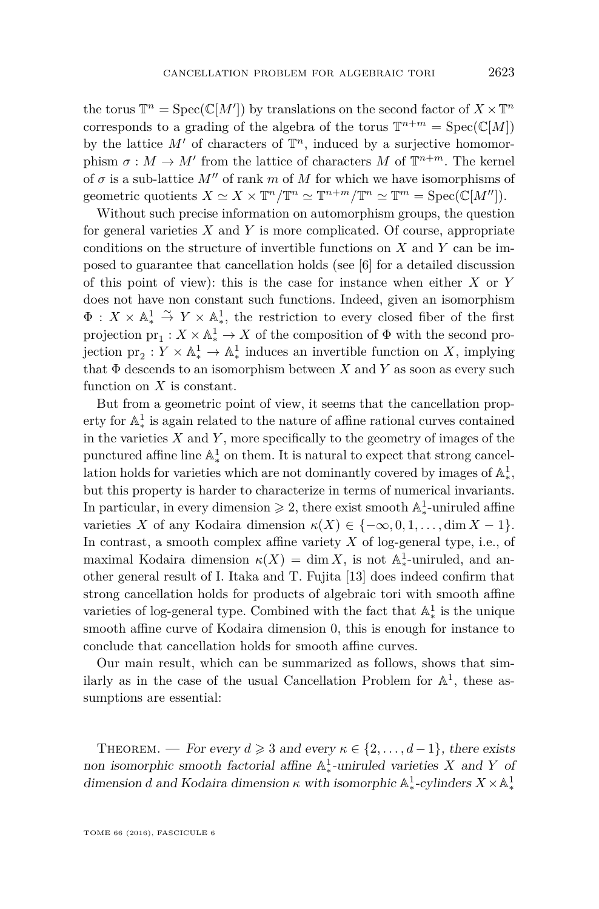the torus $\mathbb{T}^n = \operatorname{Spec}(\mathbb{C}[M'])$ by translations on the second factor of $X \times \mathbb{T}^n$ corresponds to a grading of the algebra of the torus $\mathbb{T}^{n+m} = \operatorname{Spec}(\mathbb{C}[M])$ by the lattice $M'$ of characters of $\mathbb{T}^n$, induced by a surjective homomorphism $\sigma : M \to M'$ from the lattice of characters $M$ of $\mathbb{T}^{n+m}$. The kernel of $\sigma$ is a sub-lattice $M''$ of rank $m$ of $M$ for which we have isomorphisms of geometric quotients $X \simeq X \times \mathbb{T}^n/\mathbb{T}^n \simeq \mathbb{T}^{n+m}/\mathbb{T}^n \simeq \mathbb{T}^m = \operatorname{Spec}(\mathbb{C}[M''])$.

Without such precise information on automorphism groups, the question for general varieties $X$ and $Y$ is more complicated. Of course, appropriate conditions on the structure of invertible functions on $X$ and $Y$ can be imposed to guarantee that cancellation holds (see [6] for a detailed discussion of this point of view): this is the case for instance when either $X$ or $Y$ does not have non constant such functions. Indeed, given an isomorphism $\Phi : X \times \mathbb{A}^1_* \overset{\sim}{\to} Y \times \mathbb{A}^1_*$, the restriction to every closed fiber of the first projection $\mathrm{pr}_1 : X \times \mathbb{A}^1_* \to X$ of the composition of $\Phi$ with the second projection $\mathrm{pr}_2 : Y \times \mathbb{A}^1_* \to \mathbb{A}^1_*$ induces an invertible function on $X$, implying that $\Phi$ descends to an isomorphism between $X$ and $Y$ as soon as every such function on $X$ is constant.

But from a geometric point of view, it seems that the cancellation property for $\mathbb{A}^1_*$ is again related to the nature of affine rational curves contained in the varieties $X$ and $Y$, more specifically to the geometry of images of the punctured affine line $\mathbb{A}^1_*$ on them. It is natural to expect that strong cancellation holds for varieties which are not dominantly covered by images of $\mathbb{A}^1_*$, but this property is harder to characterize in terms of numerical invariants. In particular, in every dimension $\geqslant 2$, there exist smooth $\mathbb{A}^1_*$-uniruled affine varieties $X$ of any Kodaira dimension $\kappa(X) \in \{-\infty, 0, 1, \ldots, \dim X - 1\}$. In contrast, a smooth complex affine variety $X$ of log-general type, i.e., of maximal Kodaira dimension $\kappa(X) = \dim X$, is not $\mathbb{A}^1_*$-uniruled, and another general result of I. Itaka and T. Fujita [13] does indeed confirm that strong cancellation holds for products of algebraic tori with smooth affine varieties of log-general type. Combined with the fact that $\mathbb{A}^1_*$ is the unique smooth affine curve of Kodaira dimension 0, this is enough for instance to conclude that cancellation holds for smooth affine curves.

Our main result, which can be summarized as follows, shows that similarly as in the case of the usual Cancellation Problem for $\mathbb{A}^1$, these assumptions are essential:

Theorem. — *For every $d \geqslant 3$ and every $\kappa \in \{2, \ldots, d-1\}$, there exists non isomorphic smooth factorial affine $\mathbb{A}^1_*$-uniruled varieties $X$ and $Y$ of dimension $d$ and Kodaira dimension $\kappa$ with isomorphic $\mathbb{A}^1_*$-cylinders $X \times \mathbb{A}^1_*$*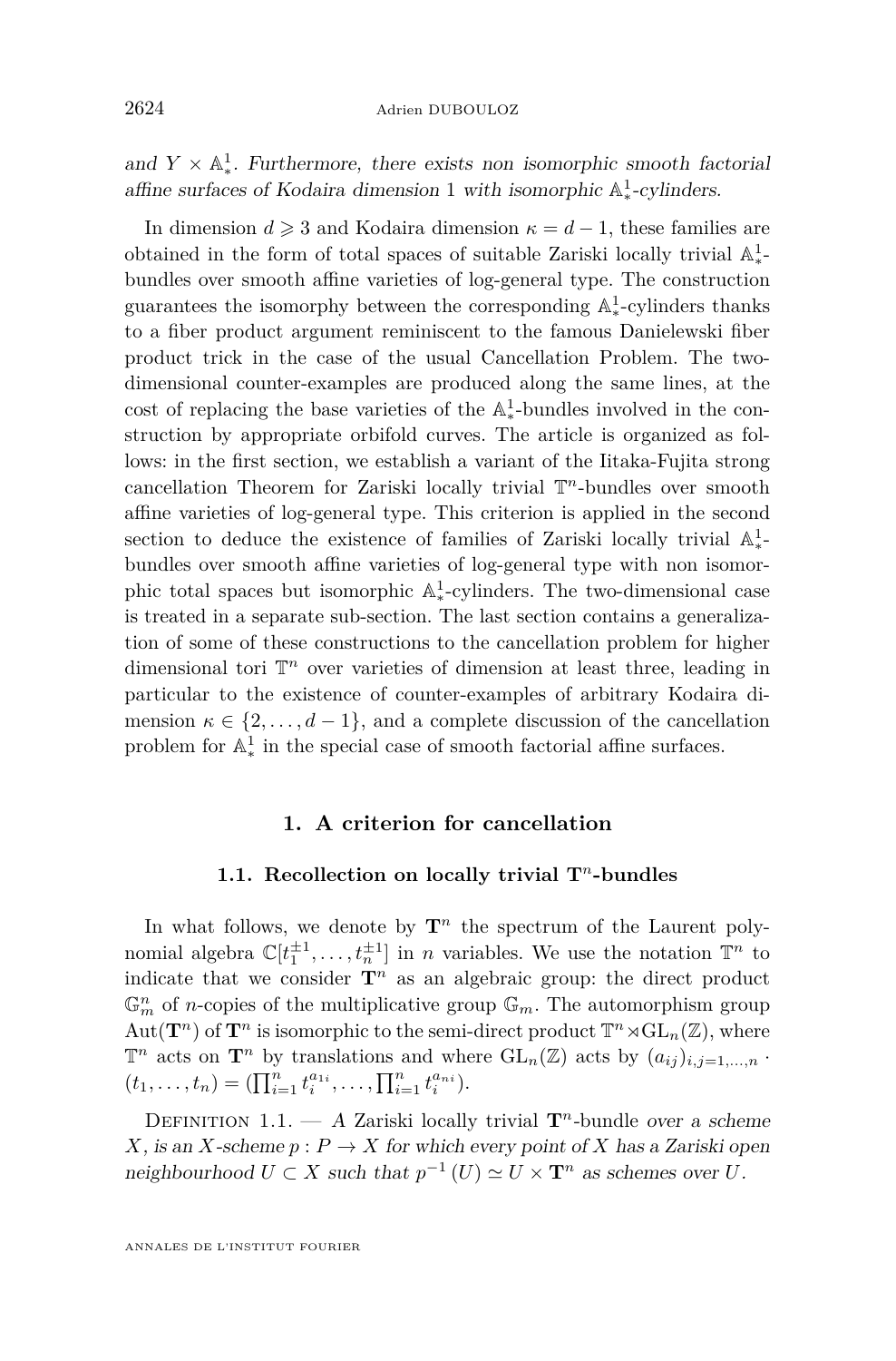*and $Y \times \mathbb{A}^1_*$. Furthermore, there exists non isomorphic smooth factorial affine surfaces of Kodaira dimension 1 with isomorphic $\mathbb{A}^1_*$-cylinders.*

In dimension $d \geqslant 3$ and Kodaira dimension $\kappa = d-1$, these families are obtained in the form of total spaces of suitable Zariski locally trivial $\mathbb{A}^1_*$-bundles over smooth affine varieties of log-general type. The construction guarantees the isomorphy between the corresponding $\mathbb{A}^1_*$-cylinders thanks to a fiber product argument reminiscent to the famous Danielewski fiber product trick in the case of the usual Cancellation Problem. The two-dimensional counter-examples are produced along the same lines, at the cost of replacing the base varieties of the $\mathbb{A}^1_*$-bundles involved in the construction by appropriate orbifold curves. The article is organized as follows: in the first section, we establish a variant of the Iitaka-Fujita strong cancellation Theorem for Zariski locally trivial $\mathbb{T}^n$-bundles over smooth affine varieties of log-general type. This criterion is applied in the second section to deduce the existence of families of Zariski locally trivial $\mathbb{A}^1_*$-bundles over smooth affine varieties of log-general type with non isomorphic total spaces but isomorphic $\mathbb{A}^1_*$-cylinders. The two-dimensional case is treated in a separate sub-section. The last section contains a generalization of some of these constructions to the cancellation problem for higher dimensional tori $\mathbb{T}^n$ over varieties of dimension at least three, leading in particular to the existence of counter-examples of arbitrary Kodaira dimension $\kappa \in \{2, \dots, d-1\}$, and a complete discussion of the cancellation problem for $\mathbb{A}^1_*$ in the special case of smooth factorial affine surfaces.

## 1. A criterion for cancellation

### 1.1. Recollection on locally trivial $\mathbf{T}^n$-bundles

In what follows, we denote by $\mathbf{T}^n$ the spectrum of the Laurent polynomial algebra $\mathbb{C}[t_1^{\pm 1}, \dots, t_n^{\pm 1}]$ in $n$ variables. We use the notation $\mathbb{T}^n$ to indicate that we consider $\mathbf{T}^n$ as an algebraic group: the direct product $\mathbb{G}_m^n$ of $n$-copies of the multiplicative group $\mathbb{G}_m$. The automorphism group $\mathrm{Aut}(\mathbf{T}^n)$ of $\mathbf{T}^n$ is isomorphic to the semi-direct product $\mathbb{T}^n \rtimes \mathrm{GL}_n(\mathbb{Z})$, where $\mathbb{T}^n$ acts on $\mathbf{T}^n$ by translations and where $\mathrm{GL}_n(\mathbb{Z})$ acts by $(a_{ij})_{i,j=1,\dots,n} \cdot (t_1, \dots, t_n) = (\prod_{i=1}^n t_i^{a_{1i}}, \dots, \prod_{i=1}^n t_i^{a_{ni}})$.

Definition 1.1. — *A* Zariski locally trivial $\mathbf{T}^n$-bundle *over a scheme $X$, is an $X$-scheme $p : P \to X$ for which every point of $X$ has a Zariski open neighbourhood $U \subset X$ such that $p^{-1}(U) \simeq U \times \mathbf{T}^n$ as schemes over $U$.*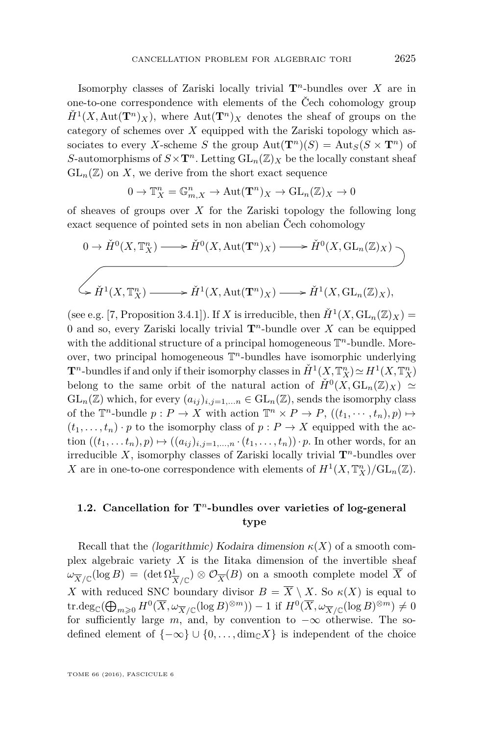Isomorphy classes of Zariski locally trivial $\mathbf{T}^n$-bundles over $X$ are in one-to-one correspondence with elements of the Čech cohomology group $\check{H}^1(X, \mathrm{Aut}(\mathbf{T}^n)_X)$, where $\mathrm{Aut}(\mathbf{T}^n)_X$ denotes the sheaf of groups on the category of schemes over $X$ equipped with the Zariski topology which associates to every $X$-scheme $S$ the group $\mathrm{Aut}(\mathbf{T}^n)(S) = \mathrm{Aut}_S(S \times \mathbf{T}^n)$ of $S$-automorphisms of $S \times \mathbf{T}^n$. Letting $\mathrm{GL}_n(\mathbb{Z})_X$ be the locally constant sheaf $\mathrm{GL}_n(\mathbb{Z})$ on $X$, we derive from the short exact sequence

$$0 \to \mathbb{T}^n_X = \mathbb{G}^n_{m,X} \to \mathrm{Aut}(\mathbf{T}^n)_X \to \mathrm{GL}_n(\mathbb{Z})_X \to 0$$

of sheaves of groups over $X$ for the Zariski topology the following long exact sequence of pointed sets in non abelian Čech cohomology

$$\begin{array}{l} 0 \to \check{H}^0(X, \mathbb{T}^n_X) \longrightarrow \check{H}^0(X, \mathrm{Aut}(\mathbf{T}^n)_X) \longrightarrow \check{H}^0(X, \mathrm{GL}_n(\mathbb{Z})_X) \\ \quad \to \check{H}^1(X, \mathbb{T}^n_X) \longrightarrow \check{H}^1(X, \mathrm{Aut}(\mathbf{T}^n)_X) \longrightarrow \check{H}^1(X, \mathrm{GL}_n(\mathbb{Z})_X), \end{array}$$

(see e.g. [7, Proposition 3.4.1]). If $X$ is irreducible, then $\check{H}^1(X, \mathrm{GL}_n(\mathbb{Z})_X) = 0$ and so, every Zariski locally trivial $\mathbf{T}^n$-bundle over $X$ can be equipped with the additional structure of a principal homogeneous $\mathbb{T}^n$-bundle. Moreover, two principal homogeneous $\mathbb{T}^n$-bundles have isomorphic underlying $\mathbf{T}^n$-bundles if and only if their isomorphy classes in $\check{H}^1(X, \mathbb{T}^n_X) \simeq H^1(X, \mathbb{T}^n_X)$ belong to the same orbit of the natural action of $\check{H}^0(X, \mathrm{GL}_n(\mathbb{Z})_X) \simeq \mathrm{GL}_n(\mathbb{Z})$ which, for every $(a_{ij})_{i,j=1,\dots n} \in \mathrm{GL}_n(\mathbb{Z})$, sends the isomorphy class of the $\mathbb{T}^n$-bundle $p : P \to X$ with action $\mathbb{T}^n \times P \to P$, $((t_1, \cdots, t_n), p) \mapsto (t_1, \dots, t_n) \cdot p$ to the isomorphy class of $p : P \to X$ equipped with the action $((t_1, \dots t_n), p) \mapsto ((a_{ij})_{i,j=1,\dots,n} \cdot (t_1, \dots, t_n)) \cdot p$. In other words, for an irreducible $X$, isomorphy classes of Zariski locally trivial $\mathbf{T}^n$-bundles over $X$ are in one-to-one correspondence with elements of $H^1(X, \mathbb{T}^n_X)/\mathrm{GL}_n(\mathbb{Z})$.

### 1.2. Cancellation for $\mathbf{T}^n$-bundles over varieties of log-general type

Recall that the *(logarithmic) Kodaira dimension* $\kappa(X)$ of a smooth complex algebraic variety $X$ is the Iitaka dimension of the invertible sheaf $\omega_{\overline{X}/\mathbb{C}}(\log B) = (\det \Omega^1_{\overline{X}/\mathbb{C}}) \otimes \mathcal{O}_{\overline{X}}(B)$ on a smooth complete model $\overline{X}$ of $X$ with reduced SNC boundary divisor $B = \overline{X} \setminus X$. So $\kappa(X)$ is equal to $\mathrm{tr.deg}_{\mathbb{C}}(\bigoplus_{m \geqslant 0} H^0(\overline{X}, \omega_{\overline{X}/\mathbb{C}}(\log B)^{\otimes m})) - 1$ if $H^0(\overline{X}, \omega_{\overline{X}/\mathbb{C}}(\log B)^{\otimes m}) \neq 0$ for sufficiently large $m$, and, by convention to $-\infty$ otherwise. The so-defined element of $\{-\infty\} \cup \{0, \dots, \dim_{\mathbb{C}} X\}$ is independent of the choice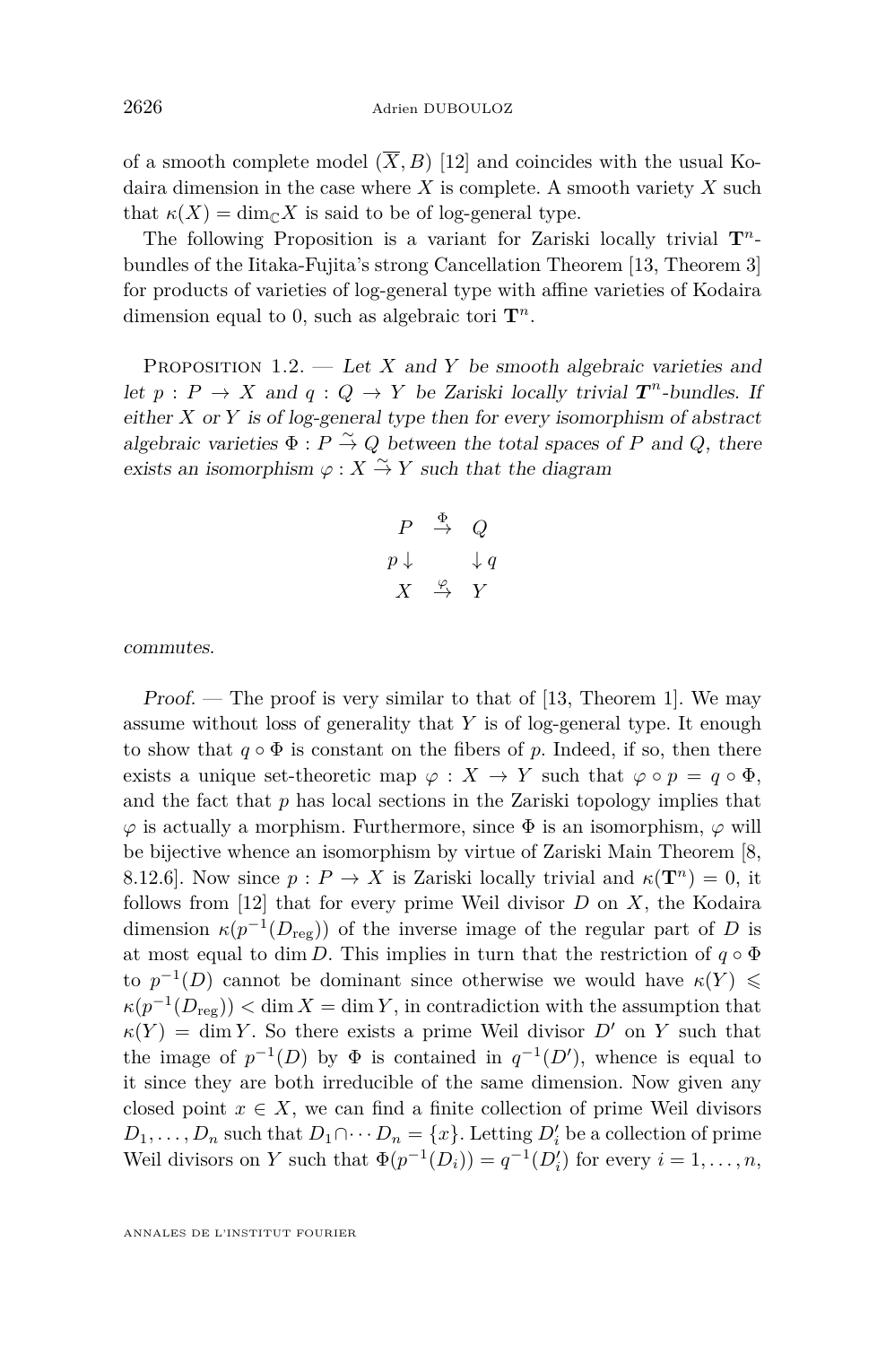of a smooth complete model $(\overline{X}, B)$ [12] and coincides with the usual Kodaira dimension in the case where $X$ is complete. A smooth variety $X$ such that $\kappa(X) = \dim_{\mathbb{C}} X$ is said to be of log-general type.

The following Proposition is a variant for Zariski locally trivial $\mathbf{T}^n$-bundles of the Iitaka-Fujita's strong Cancellation Theorem [13, Theorem 3] for products of varieties of log-general type with affine varieties of Kodaira dimension equal to 0, such as algebraic tori $\mathbf{T}^n$.

Proposition 1.2. — *Let $X$ and $Y$ be smooth algebraic varieties and let $p : P \to X$ and $q : Q \to Y$ be Zariski locally trivial $\mathbf{T}^n$-bundles. If either $X$ or $Y$ is of log-general type then for every isomorphism of abstract algebraic varieties $\Phi : P \stackrel{\sim}{\to} Q$ between the total spaces of $P$ and $Q$, there exists an isomorphism $\varphi : X \stackrel{\sim}{\to} Y$ such that the diagram*

$$\begin{array}{ccc} P & \stackrel{\Phi}{\to} & Q \\ p\downarrow & & \downarrow q \\ X & \stackrel{\varphi}{\to} & Y \end{array}$$

*commutes.*

*Proof.* — The proof is very similar to that of [13, Theorem 1]. We may assume without loss of generality that $Y$ is of log-general type. It enough to show that $q \circ \Phi$ is constant on the fibers of $p$. Indeed, if so, then there exists a unique set-theoretic map $\varphi : X \to Y$ such that $\varphi \circ p = q \circ \Phi$, and the fact that $p$ has local sections in the Zariski topology implies that $\varphi$ is actually a morphism. Furthermore, since $\Phi$ is an isomorphism, $\varphi$ will be bijective whence an isomorphism by virtue of Zariski Main Theorem [8, 8.12.6]. Now since $p : P \to X$ is Zariski locally trivial and $\kappa(\mathbf{T}^n) = 0$, it follows from [12] that for every prime Weil divisor $D$ on $X$, the Kodaira dimension $\kappa(p^{-1}(D_{\mathrm{reg}}))$ of the inverse image of the regular part of $D$ is at most equal to $\dim D$. This implies in turn that the restriction of $q \circ \Phi$ to $p^{-1}(D)$ cannot be dominant since otherwise we would have $\kappa(Y) \leqslant \kappa(p^{-1}(D_{\mathrm{reg}})) < \dim X = \dim Y$, in contradiction with the assumption that $\kappa(Y) = \dim Y$. So there exists a prime Weil divisor $D'$ on $Y$ such that the image of $p^{-1}(D)$ by $\Phi$ is contained in $q^{-1}(D')$, whence is equal to it since they are both irreducible of the same dimension. Now given any closed point $x \in X$, we can find a finite collection of prime Weil divisors $D_1, \ldots, D_n$ such that $D_1 \cap \cdots D_n = \{x\}$. Letting $D'_i$ be a collection of prime Weil divisors on $Y$ such that $\Phi(p^{-1}(D_i)) = q^{-1}(D'_i)$ for every $i = 1, \ldots, n$,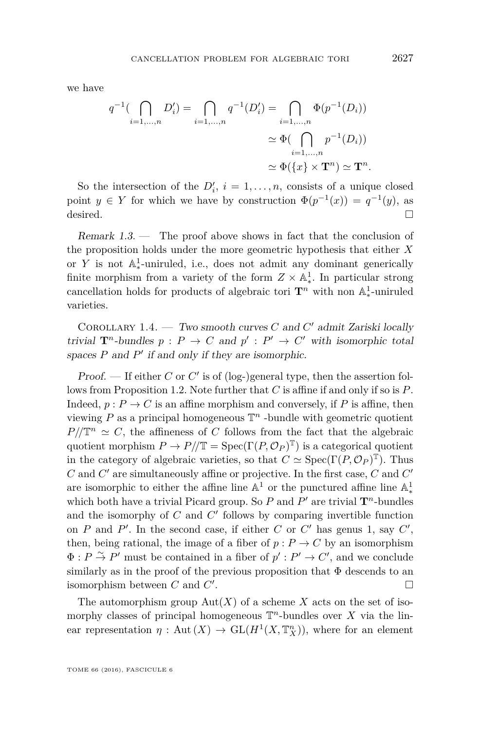we have

$$
\begin{aligned}
q^{-1}\Big(\bigcap_{i=1,\dots,n} D'_i\Big) = \bigcap_{i=1,\dots,n} q^{-1}(D'_i) &= \bigcap_{i=1,\dots,n} \Phi(p^{-1}(D_i)) \\
&\simeq \Phi\Big(\bigcap_{i=1,\dots,n} p^{-1}(D_i)\Big) \\
&\simeq \Phi(\{x\}\times \mathbf{T}^n) \simeq \mathbf{T}^n.
\end{aligned}
$$

So the intersection of the $D'_i$, $i = 1, \dots, n$, consists of a unique closed point $y \in Y$ for which we have by construction $\Phi(p^{-1}(x)) = q^{-1}(y)$, as desired. □

*Remark 1.3.* — The proof above shows in fact that the conclusion of the proposition holds under the more geometric hypothesis that either $X$ or $Y$ is not $\mathbb{A}^1_*$-uniruled, i.e., does not admit any dominant generically finite morphism from a variety of the form $Z \times \mathbb{A}^1_*$. In particular strong cancellation holds for products of algebraic tori $\mathbf{T}^n$ with non $\mathbb{A}^1_*$-uniruled varieties.

Corollary 1.4. — *Two smooth curves $C$ and $C'$ admit Zariski locally trivial $\mathbf{T}^n$-bundles $p : P \to C$ and $p' : P' \to C'$ with isomorphic total spaces $P$ and $P'$ if and only if they are isomorphic.*

*Proof.* — If either $C$ or $C'$ is of (log-)general type, then the assertion follows from Proposition 1.2. Note further that $C$ is affine if and only if so is $P$. Indeed, $p : P \to C$ is an affine morphism and conversely, if $P$ is affine, then viewing $P$ as a principal homogeneous $\mathbb{T}^n$ -bundle with geometric quotient $P/\!/\mathbb{T}^n \simeq C$, the affineness of $C$ follows from the fact that the algebraic quotient morphism $P \to P/\!/\mathbb{T} = \mathrm{Spec}(\Gamma(P, \mathcal{O}_P)^{\mathbb{T}})$ is a categorical quotient in the category of algebraic varieties, so that $C \simeq \mathrm{Spec}(\Gamma(P, \mathcal{O}_P)^{\mathbb{T}})$. Thus $C$ and $C'$ are simultaneously affine or projective. In the first case, $C$ and $C'$ are isomorphic to either the affine line $\mathbb{A}^1$ or the punctured affine line $\mathbb{A}^1_*$ which both have a trivial Picard group. So $P$ and $P'$ are trivial $\mathbf{T}^n$-bundles and the isomorphy of $C$ and $C'$ follows by comparing invertible function on $P$ and $P'$. In the second case, if either $C$ or $C'$ has genus 1, say $C'$, then, being rational, the image of a fiber of $p : P \to C$ by an isomorphism $\Phi : P \xrightarrow{\sim} P'$ must be contained in a fiber of $p' : P' \to C'$, and we conclude similarly as in the proof of the previous proposition that $\Phi$ descends to an isomorphism between $C$ and $C'$. □

The automorphism group $\mathrm{Aut}(X)$ of a scheme $X$ acts on the set of isomorphy classes of principal homogeneous $\mathbb{T}^n$-bundles over $X$ via the linear representation $\eta : \mathrm{Aut}\,(X) \to \mathrm{GL}(H^1(X, \mathbb{T}^n_X))$, where for an element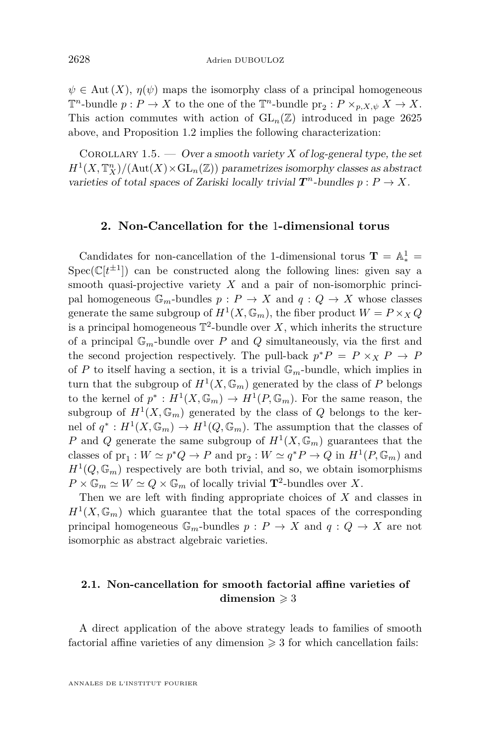$\psi \in \mathrm{Aut}(X)$, $\eta(\psi)$ maps the isomorphy class of a principal homogeneous $\mathbb{T}^n$-bundle $p : P \to X$ to the one of the $\mathbb{T}^n$-bundle $\mathrm{pr}_2 : P \times_{p,X,\psi} X \to X$. This action commutes with action of $\mathrm{GL}_n(\mathbb{Z})$ introduced in page 2625 above, and Proposition 1.2 implies the following characterization:

Corollary 1.5. — *Over a smooth variety $X$ of log-general type, the set $H^1(X, \mathbb{T}^n_X)/(\mathrm{Aut}(X) \times \mathrm{GL}_n(\mathbb{Z}))$ parametrizes isomorphy classes as abstract varieties of total spaces of Zariski locally trivial $\boldsymbol{T}^n$-bundles $p : P \to X$.*

## 2. Non-Cancellation for the 1-dimensional torus

Candidates for non-cancellation of the 1-dimensional torus $\mathbf{T} = \mathbb{A}^1_* = \mathrm{Spec}(\mathbb{C}[t^{\pm 1}])$ can be constructed along the following lines: given say a smooth quasi-projective variety $X$ and a pair of non-isomorphic principal homogeneous $\mathbb{G}_m$-bundles $p : P \to X$ and $q : Q \to X$ whose classes generate the same subgroup of $H^1(X, \mathbb{G}_m)$, the fiber product $W = P \times_X Q$ is a principal homogeneous $\mathbb{T}^2$-bundle over $X$, which inherits the structure of a principal $\mathbb{G}_m$-bundle over $P$ and $Q$ simultaneously, via the first and the second projection respectively. The pull-back $p^*P = P \times_X P \to P$ of $P$ to itself having a section, it is a trivial $\mathbb{G}_m$-bundle, which implies in turn that the subgroup of $H^1(X, \mathbb{G}_m)$ generated by the class of $P$ belongs to the kernel of $p^* : H^1(X, \mathbb{G}_m) \to H^1(P, \mathbb{G}_m)$. For the same reason, the subgroup of $H^1(X, \mathbb{G}_m)$ generated by the class of $Q$ belongs to the kernel of $q^* : H^1(X, \mathbb{G}_m) \to H^1(Q, \mathbb{G}_m)$. The assumption that the classes of $P$ and $Q$ generate the same subgroup of $H^1(X, \mathbb{G}_m)$ guarantees that the classes of $\mathrm{pr}_1 : W \simeq p^*Q \to P$ and $\mathrm{pr}_2 : W \simeq q^*P \to Q$ in $H^1(P, \mathbb{G}_m)$ and $H^1(Q, \mathbb{G}_m)$ respectively are both trivial, and so, we obtain isomorphisms $P \times \mathbb{G}_m \simeq W \simeq Q \times \mathbb{G}_m$ of locally trivial $\mathbf{T}^2$-bundles over $X$.

Then we are left with finding appropriate choices of $X$ and classes in $H^1(X, \mathbb{G}_m)$ which guarantee that the total spaces of the corresponding principal homogeneous $\mathbb{G}_m$-bundles $p : P \to X$ and $q : Q \to X$ are not isomorphic as abstract algebraic varieties.

### 2.1. Non-cancellation for smooth factorial affine varieties of dimension $\geqslant 3$

A direct application of the above strategy leads to families of smooth factorial affine varieties of any dimension $\geqslant 3$ for which cancellation fails: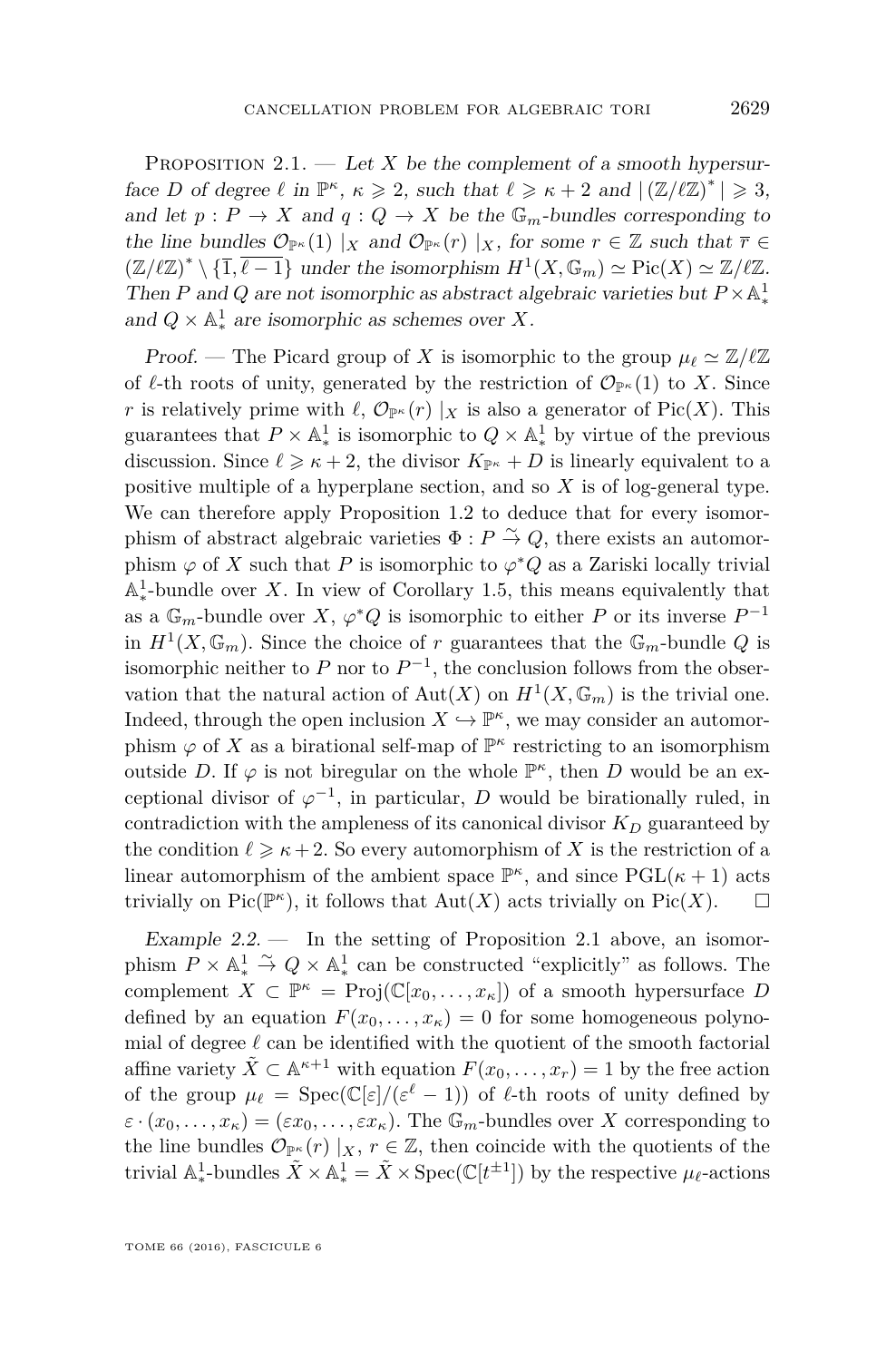Proposition 2.1. — *Let $X$ be the complement of a smooth hypersurface $D$ of degree $\ell$ in $\mathbb{P}^\kappa$, $\kappa \geqslant 2$, such that $\ell \geqslant \kappa+2$ and $|(\mathbb{Z}/\ell\mathbb{Z})^*| \geqslant 3$, and let $p : P \to X$ and $q : Q \to X$ be the $\mathbb{G}_m$-bundles corresponding to the line bundles $\mathcal{O}_{\mathbb{P}^\kappa}(1)\mid_X$ and $\mathcal{O}_{\mathbb{P}^\kappa}(r)\mid_X$, for some $r \in \mathbb{Z}$ such that $\overline{r} \in (\mathbb{Z}/\ell\mathbb{Z})^* \setminus \{\overline{1}, \overline{\ell-1}\}$ under the isomorphism $H^1(X, \mathbb{G}_m) \simeq \mathrm{Pic}(X) \simeq \mathbb{Z}/\ell\mathbb{Z}$. Then $P$ and $Q$ are not isomorphic as abstract algebraic varieties but $P \times \mathbb{A}^1_*$ and $Q \times \mathbb{A}^1_*$ are isomorphic as schemes over $X$.*

*Proof.* — The Picard group of $X$ is isomorphic to the group $\mu_\ell \simeq \mathbb{Z}/\ell\mathbb{Z}$ of $\ell$-th roots of unity, generated by the restriction of $\mathcal{O}_{\mathbb{P}^\kappa}(1)$ to $X$. Since $r$ is relatively prime with $\ell$, $\mathcal{O}_{\mathbb{P}^\kappa}(r)\mid_X$ is also a generator of $\mathrm{Pic}(X)$. This guarantees that $P \times \mathbb{A}^1_*$ is isomorphic to $Q \times \mathbb{A}^1_*$ by virtue of the previous discussion. Since $\ell \geqslant \kappa+2$, the divisor $K_{\mathbb{P}^\kappa} + D$ is linearly equivalent to a positive multiple of a hyperplane section, and so $X$ is of log-general type. We can therefore apply Proposition 1.2 to deduce that for every isomorphism of abstract algebraic varieties $\Phi : P \xrightarrow{\sim} Q$, there exists an automorphism $\varphi$ of $X$ such that $P$ is isomorphic to $\varphi^*Q$ as a Zariski locally trivial $\mathbb{A}^1_*$-bundle over $X$. In view of Corollary 1.5, this means equivalently that as a $\mathbb{G}_m$-bundle over $X$, $\varphi^*Q$ is isomorphic to either $P$ or its inverse $P^{-1}$ in $H^1(X, \mathbb{G}_m)$. Since the choice of $r$ guarantees that the $\mathbb{G}_m$-bundle $Q$ is isomorphic neither to $P$ nor to $P^{-1}$, the conclusion follows from the observation that the natural action of $\mathrm{Aut}(X)$ on $H^1(X, \mathbb{G}_m)$ is the trivial one. Indeed, through the open inclusion $X \hookrightarrow \mathbb{P}^\kappa$, we may consider an automorphism $\varphi$ of $X$ as a birational self-map of $\mathbb{P}^\kappa$ restricting to an isomorphism outside $D$. If $\varphi$ is not biregular on the whole $\mathbb{P}^\kappa$, then $D$ would be an exceptional divisor of $\varphi^{-1}$, in particular, $D$ would be birationally ruled, in contradiction with the ampleness of its canonical divisor $K_D$ guaranteed by the condition $\ell \geqslant \kappa+2$. So every automorphism of $X$ is the restriction of a linear automorphism of the ambient space $\mathbb{P}^\kappa$, and since $\mathrm{PGL}(\kappa+1)$ acts trivially on $\mathrm{Pic}(\mathbb{P}^\kappa)$, it follows that $\mathrm{Aut}(X)$ acts trivially on $\mathrm{Pic}(X)$. □

*Example 2.2.* — In the setting of Proposition 2.1 above, an isomorphism $P \times \mathbb{A}^1_* \xrightarrow{\sim} Q \times \mathbb{A}^1_*$ can be constructed "explicitly" as follows. The complement $X \subset \mathbb{P}^\kappa = \mathrm{Proj}(\mathbb{C}[x_0, \ldots, x_\kappa])$ of a smooth hypersurface $D$ defined by an equation $F(x_0, \ldots, x_\kappa) = 0$ for some homogeneous polynomial of degree $\ell$ can be identified with the quotient of the smooth factorial affine variety $\tilde{X} \subset \mathbb{A}^{\kappa+1}$ with equation $F(x_0, \ldots, x_r) = 1$ by the free action of the group $\mu_\ell = \mathrm{Spec}(\mathbb{C}[\varepsilon]/(\varepsilon^\ell - 1))$ of $\ell$-th roots of unity defined by $\varepsilon \cdot (x_0, \ldots, x_\kappa) = (\varepsilon x_0, \ldots, \varepsilon x_\kappa)$. The $\mathbb{G}_m$-bundles over $X$ corresponding to the line bundles $\mathcal{O}_{\mathbb{P}^\kappa}(r)\mid_X$, $r \in \mathbb{Z}$, then coincide with the quotients of the trivial $\mathbb{A}^1_*$-bundles $\tilde{X} \times \mathbb{A}^1_* = \tilde{X} \times \mathrm{Spec}(\mathbb{C}[t^{\pm 1}])$ by the respective $\mu_\ell$-actions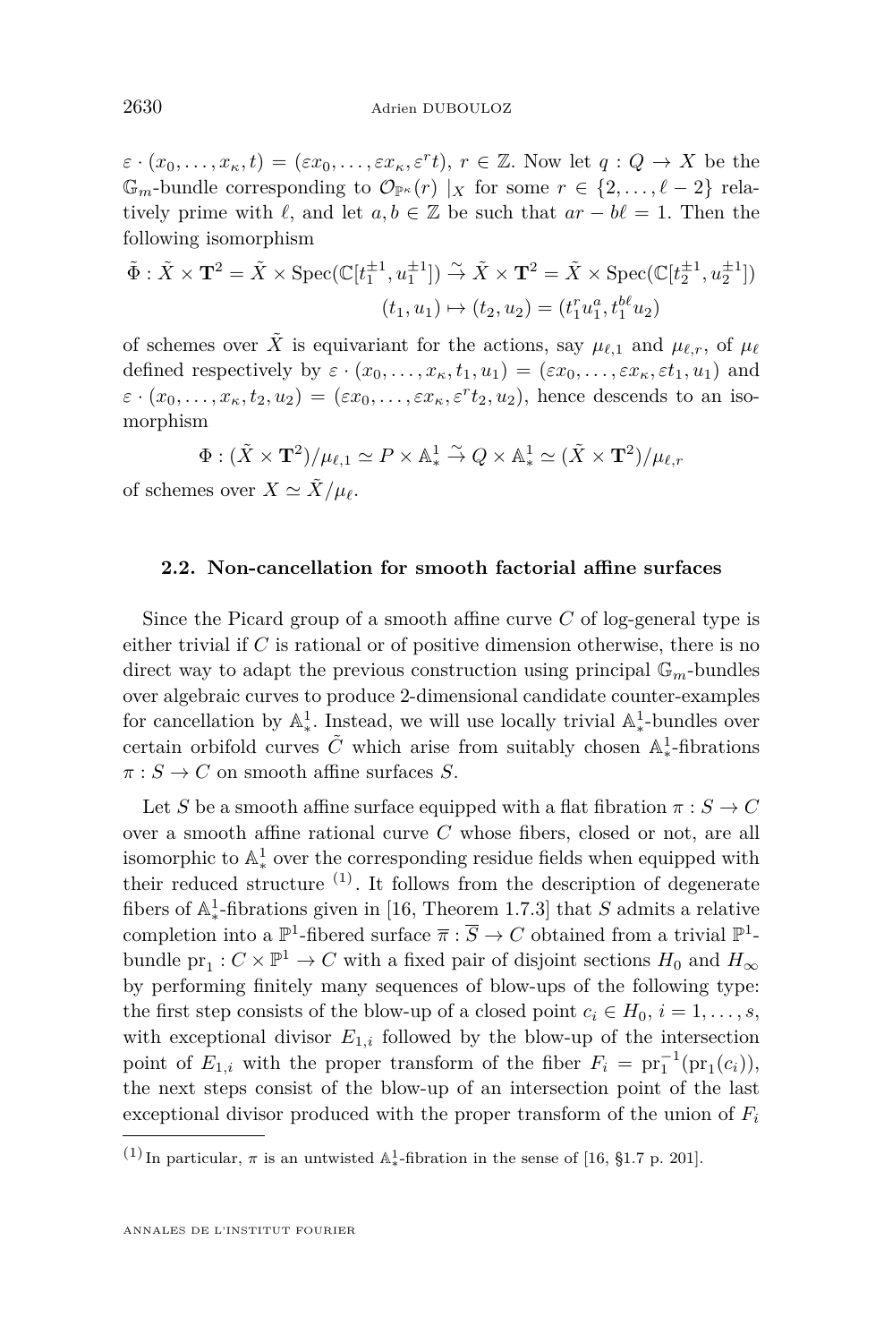$\varepsilon \cdot (x_0, \ldots, x_\kappa, t) = (\varepsilon x_0, \ldots, \varepsilon x_\kappa, \varepsilon^r t)$, $r \in \mathbb{Z}$. Now let $q : Q \to X$ be the $\mathbb{G}_m$-bundle corresponding to $\mathcal{O}_{\mathbb{P}^\kappa}(r) \mid_X$ for some $r \in \{2, \ldots, \ell - 2\}$ relatively prime with $\ell$, and let $a, b \in \mathbb{Z}$ be such that $ar - b\ell = 1$. Then the following isomorphism

$$\tilde{\Phi} : \tilde{X} \times \mathbf{T}^2 = \tilde{X} \times \operatorname{Spec}(\mathbb{C}[t_1^{\pm 1}, u_1^{\pm 1}]) \overset{\sim}{\to} \tilde{X} \times \mathbf{T}^2 = \tilde{X} \times \operatorname{Spec}(\mathbb{C}[t_2^{\pm 1}, u_2^{\pm 1}])$$
$$(t_1, u_1) \mapsto (t_2, u_2) = (t_1^r u_1^a, t_1^{b\ell} u_2)$$

of schemes over $\tilde{X}$ is equivariant for the actions, say $\mu_{\ell,1}$ and $\mu_{\ell,r}$, of $\mu_\ell$ defined respectively by $\varepsilon \cdot (x_0, \ldots, x_\kappa, t_1, u_1) = (\varepsilon x_0, \ldots, \varepsilon x_\kappa, \varepsilon t_1, u_1)$ and $\varepsilon \cdot (x_0, \ldots, x_\kappa, t_2, u_2) = (\varepsilon x_0, \ldots, \varepsilon x_\kappa, \varepsilon^r t_2, u_2)$, hence descends to an isomorphism

$$\Phi : (\tilde{X} \times \mathbf{T}^2)/\mu_{\ell,1} \simeq P \times \mathbb{A}^1_* \overset{\sim}{\to} Q \times \mathbb{A}^1_* \simeq (\tilde{X} \times \mathbf{T}^2)/\mu_{\ell,r}$$

of schemes over $X \simeq \tilde{X}/\mu_\ell$.

### 2.2. Non-cancellation for smooth factorial affine surfaces

Since the Picard group of a smooth affine curve $C$ of log-general type is either trivial if $C$ is rational or of positive dimension otherwise, there is no direct way to adapt the previous construction using principal $\mathbb{G}_m$-bundles over algebraic curves to produce 2-dimensional candidate counter-examples for cancellation by $\mathbb{A}^1_*$. Instead, we will use locally trivial $\mathbb{A}^1_*$-bundles over certain orbifold curves $\tilde{C}$ which arise from suitably chosen $\mathbb{A}^1_*$-fibrations $\pi : S \to C$ on smooth affine surfaces $S$.

Let $S$ be a smooth affine surface equipped with a flat fibration $\pi : S \to C$ over a smooth affine rational curve $C$ whose fibers, closed or not, are all isomorphic to $\mathbb{A}^1_*$ over the corresponding residue fields when equipped with their reduced structure [(1)]. It follows from the description of degenerate fibers of $\mathbb{A}^1_*$-fibrations given in [16, Theorem 1.7.3] that $S$ admits a relative completion into a $\mathbb{P}^1$-fibered surface $\overline{\pi} : \overline{S} \to C$ obtained from a trivial $\mathbb{P}^1$-bundle $\mathrm{pr}_1 : C \times \mathbb{P}^1 \to C$ with a fixed pair of disjoint sections $H_0$ and $H_\infty$ by performing finitely many sequences of blow-ups of the following type: the first step consists of the blow-up of a closed point $c_i \in H_0$, $i = 1, \ldots, s$, with exceptional divisor $E_{1,i}$ followed by the blow-up of the intersection point of $E_{1,i}$ with the proper transform of the fiber $F_i = \mathrm{pr}_1^{-1}(\mathrm{pr}_1(c_i))$, the next steps consist of the blow-up of an intersection point of the last exceptional divisor produced with the proper transform of the union of $F_i$

---

(1) In particular, $\pi$ is an untwisted $\mathbb{A}^1_*$-fibration in the sense of [16, §1.7 p. 201].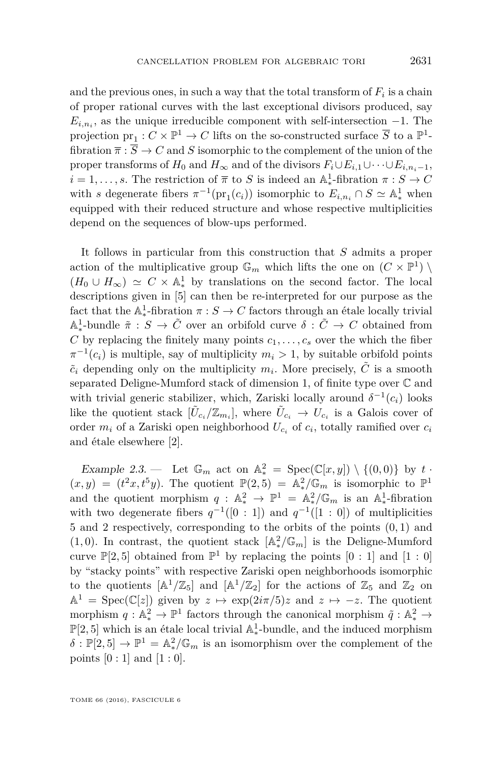and the previous ones, in such a way that the total transform of $F_i$ is a chain of proper rational curves with the last exceptional divisors produced, say $E_{i,n_i}$, as the unique irreducible component with self-intersection $-1$. The projection $\mathrm{pr}_1 : C \times \mathbb{P}^1 \to C$ lifts on the so-constructed surface $\overline{S}$ to a $\mathbb{P}^1$-fibration $\overline{\pi} : \overline{S} \to C$ and $S$ isomorphic to the complement of the union of the proper transforms of $H_0$ and $H_\infty$ and of the divisors $F_i \cup E_{i,1} \cup \cdots \cup E_{i,n_i-1}$, $i = 1, \ldots, s$. The restriction of $\overline{\pi}$ to $S$ is indeed an $\mathbb{A}^1_*$-fibration $\pi : S \to C$ with $s$ degenerate fibers $\pi^{-1}(\mathrm{pr}_1(c_i))$ isomorphic to $E_{i,n_i} \cap S \simeq \mathbb{A}^1_*$ when equipped with their reduced structure and whose respective multiplicities depend on the sequences of blow-ups performed.

It follows in particular from this construction that $S$ admits a proper action of the multiplicative group $\mathbb{G}_m$ which lifts the one on $(C \times \mathbb{P}^1) \setminus (H_0 \cup H_\infty) \simeq C \times \mathbb{A}^1_*$ by translations on the second factor. The local descriptions given in [5] can then be re-interpreted for our purpose as the fact that the $\mathbb{A}^1_*$-fibration $\pi : S \to C$ factors through an étale locally trivial $\mathbb{A}^1_*$-bundle $\tilde{\pi} : S \to \tilde{C}$ over an orbifold curve $\delta : \tilde{C} \to C$ obtained from $C$ by replacing the finitely many points $c_1, \ldots, c_s$ over the which the fiber $\pi^{-1}(c_i)$ is multiple, say of multiplicity $m_i > 1$, by suitable orbifold points $\tilde{c}_i$ depending only on the multiplicity $m_i$. More precisely, $\tilde{C}$ is a smooth separated Deligne-Mumford stack of dimension 1, of finite type over $\mathbb{C}$ and with trivial generic stabilizer, which, Zariski locally around $\delta^{-1}(c_i)$ looks like the quotient stack $[\tilde{U}_{c_i}/\mathbb{Z}_{m_i}]$, where $\tilde{U}_{c_i} \to U_{c_i}$ is a Galois cover of order $m_i$ of a Zariski open neighborhood $U_{c_i}$ of $c_i$, totally ramified over $c_i$ and étale elsewhere [2].

*Example 2.3.* — Let $\mathbb{G}_m$ act on $\mathbb{A}^2_* = \mathrm{Spec}(\mathbb{C}[x,y]) \setminus \{(0,0)\}$ by $t \cdot (x,y) = (t^2 x, t^5 y)$. The quotient $\mathbb{P}(2,5) = \mathbb{A}^2_*/\mathbb{G}_m$ is isomorphic to $\mathbb{P}^1$ and the quotient morphism $q : \mathbb{A}^2_* \to \mathbb{P}^1 = \mathbb{A}^2_*/\mathbb{G}_m$ is an $\mathbb{A}^1_*$-fibration with two degenerate fibers $q^{-1}([0:1])$ and $q^{-1}([1:0])$ of multiplicities 5 and 2 respectively, corresponding to the orbits of the points $(0,1)$ and $(1,0)$. In contrast, the quotient stack $[\mathbb{A}^2_*/\mathbb{G}_m]$ is the Deligne-Mumford curve $\mathbb{P}[2,5]$ obtained from $\mathbb{P}^1$ by replacing the points $[0:1]$ and $[1:0]$ by "stacky points" with respective Zariski open neighborhoods isomorphic to the quotients $[\mathbb{A}^1/\mathbb{Z}_5]$ and $[\mathbb{A}^1/\mathbb{Z}_2]$ for the actions of $\mathbb{Z}_5$ and $\mathbb{Z}_2$ on $\mathbb{A}^1 = \mathrm{Spec}(\mathbb{C}[z])$ given by $z \mapsto \exp(2i\pi/5)z$ and $z \mapsto -z$. The quotient morphism $q : \mathbb{A}^2_* \to \mathbb{P}^1$ factors through the canonical morphism $\tilde{q} : \mathbb{A}^2_* \to \mathbb{P}[2,5]$ which is an étale local trivial $\mathbb{A}^1_*$-bundle, and the induced morphism $\delta : \mathbb{P}[2,5] \to \mathbb{P}^1 = \mathbb{A}^2_*/\mathbb{G}_m$ is an isomorphism over the complement of the points $[0:1]$ and $[1:0]$.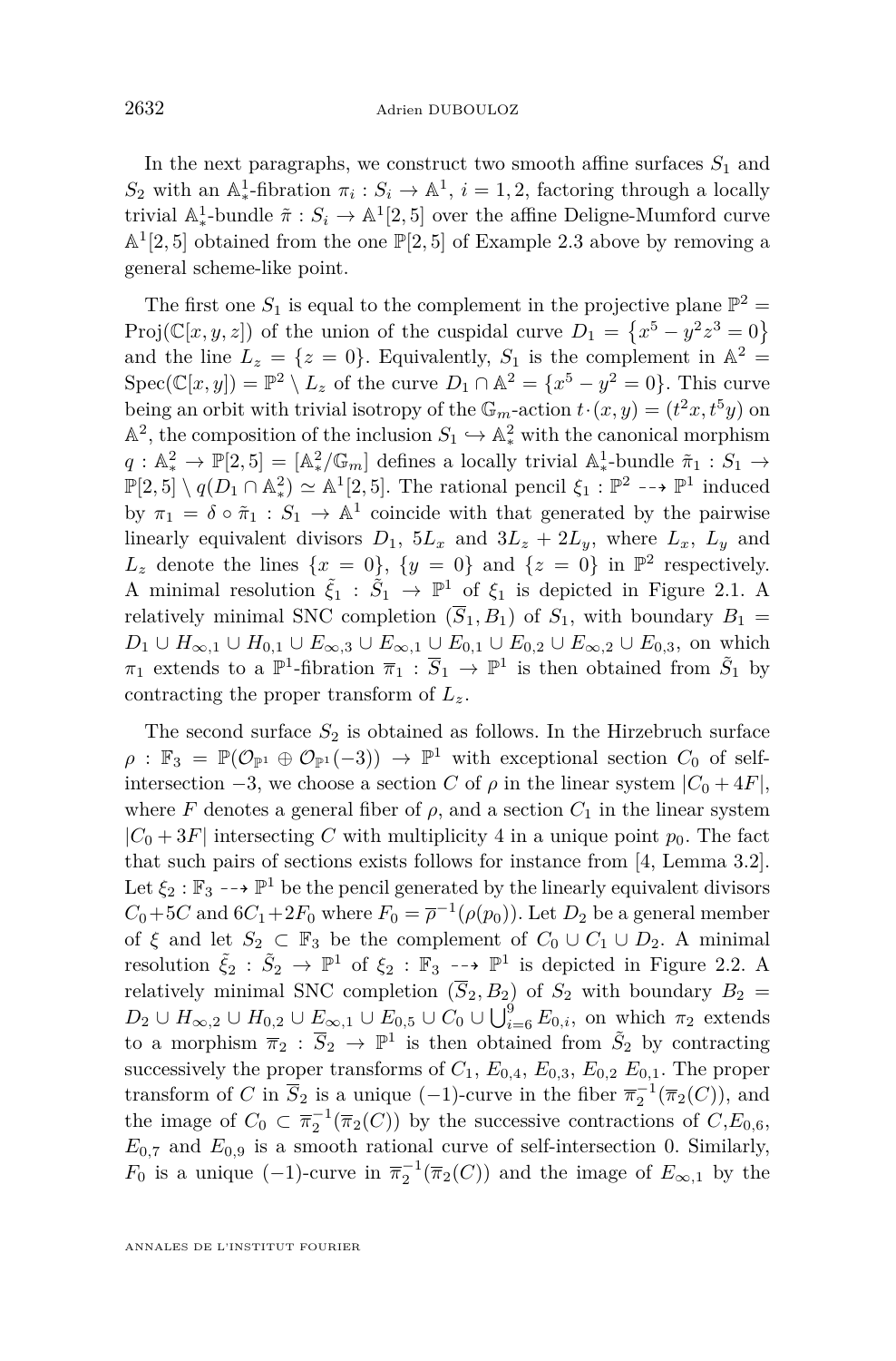In the next paragraphs, we construct two smooth affine surfaces $S_1$ and $S_2$ with an $\mathbb{A}^1_*$-fibration $\pi_i : S_i \to \mathbb{A}^1$, $i = 1, 2$, factoring through a locally trivial $\mathbb{A}^1_*$-bundle $\tilde{\pi} : S_i \to \mathbb{A}^1[2,5]$ over the affine Deligne-Mumford curve $\mathbb{A}^1[2,5]$ obtained from the one $\mathbb{P}[2,5]$ of Example 2.3 above by removing a general scheme-like point.

The first one $S_1$ is equal to the complement in the projective plane $\mathbb{P}^2 = \mathrm{Proj}(\mathbb{C}[x,y,z])$ of the union of the cuspidal curve $D_1 = \{x^5 - y^2z^3 = 0\}$ and the line $L_z = \{z = 0\}$. Equivalently, $S_1$ is the complement in $\mathbb{A}^2 = \mathrm{Spec}(\mathbb{C}[x,y]) = \mathbb{P}^2 \setminus L_z$ of the curve $D_1 \cap \mathbb{A}^2 = \{x^5 - y^2 = 0\}$. This curve being an orbit with trivial isotropy of the $\mathbb{G}_m$-action $t \cdot (x,y) = (t^2x, t^5y)$ on $\mathbb{A}^2$, the composition of the inclusion $S_1 \hookrightarrow \mathbb{A}^2_*$ with the canonical morphism $q : \mathbb{A}^2_* \to \mathbb{P}[2,5] = [\mathbb{A}^2_*/\mathbb{G}_m]$ defines a locally trivial $\mathbb{A}^1_*$-bundle $\tilde{\pi}_1 : S_1 \to \mathbb{P}[2,5] \setminus q(D_1 \cap \mathbb{A}^2_*) \simeq \mathbb{A}^1[2,5]$. The rational pencil $\xi_1 : \mathbb{P}^2 \dashrightarrow \mathbb{P}^1$ induced by $\pi_1 = \delta \circ \tilde{\pi}_1 : S_1 \to \mathbb{A}^1$ coincide with that generated by the pairwise linearly equivalent divisors $D_1$, $5L_x$ and $3L_z + 2L_y$, where $L_x$, $L_y$ and $L_z$ denote the lines $\{x = 0\}$, $\{y = 0\}$ and $\{z = 0\}$ in $\mathbb{P}^2$ respectively. A minimal resolution $\tilde{\xi}_1 : \tilde{S}_1 \to \mathbb{P}^1$ of $\xi_1$ is depicted in Figure 2.1. A relatively minimal SNC completion $(\overline{S}_1, B_1)$ of $S_1$, with boundary $B_1 = D_1 \cup H_{\infty,1} \cup H_{0,1} \cup E_{\infty,3} \cup E_{\infty,1} \cup E_{0,1} \cup E_{0,2} \cup E_{\infty,2} \cup E_{0,3}$, on which $\pi_1$ extends to a $\mathbb{P}^1$-fibration $\overline{\pi}_1 : \overline{S}_1 \to \mathbb{P}^1$ is then obtained from $\tilde{S}_1$ by contracting the proper transform of $L_z$.

The second surface $S_2$ is obtained as follows. In the Hirzebruch surface $\rho : \mathbb{F}_3 = \mathbb{P}(\mathcal{O}_{\mathbb{P}^1} \oplus \mathcal{O}_{\mathbb{P}^1}(-3)) \to \mathbb{P}^1$ with exceptional section $C_0$ of self-intersection $-3$, we choose a section $C$ of $\rho$ in the linear system $|C_0 + 4F|$, where $F$ denotes a general fiber of $\rho$, and a section $C_1$ in the linear system $|C_0 + 3F|$ intersecting $C$ with multiplicity 4 in a unique point $p_0$. The fact that such pairs of sections exists follows for instance from [4, Lemma 3.2]. Let $\xi_2 : \mathbb{F}_3 \dashrightarrow \mathbb{P}^1$ be the pencil generated by the linearly equivalent divisors $C_0 + 5C$ and $6C_1 + 2F_0$ where $F_0 = \overline{\rho}^{-1}(\rho(p_0))$. Let $D_2$ be a general member of $\xi$ and let $S_2 \subset \mathbb{F}_3$ be the complement of $C_0 \cup C_1 \cup D_2$. A minimal resolution $\tilde{\xi}_2 : \tilde{S}_2 \to \mathbb{P}^1$ of $\xi_2 : \mathbb{F}_3 \dashrightarrow \mathbb{P}^1$ is depicted in Figure 2.2. A relatively minimal SNC completion $(\overline{S}_2, B_2)$ of $S_2$ with boundary $B_2 = D_2 \cup H_{\infty,2} \cup H_{0,2} \cup E_{\infty,1} \cup E_{0,5} \cup C_0 \cup \bigcup_{i=6}^{9} E_{0,i}$, on which $\pi_2$ extends to a morphism $\overline{\pi}_2 : \overline{S}_2 \to \mathbb{P}^1$ is then obtained from $\tilde{S}_2$ by contracting successively the proper transforms of $C_1$, $E_{0,4}$, $E_{0,3}$, $E_{0,2}$ $E_{0,1}$. The proper transform of $C$ in $\overline{S}_2$ is a unique $(-1)$-curve in the fiber $\overline{\pi}_2^{-1}(\overline{\pi}_2(C))$, and the image of $C_0 \subset \overline{\pi}_2^{-1}(\overline{\pi}_2(C))$ by the successive contractions of $C$,$E_{0,6}$, $E_{0,7}$ and $E_{0,9}$ is a smooth rational curve of self-intersection 0. Similarly, $F_0$ is a unique $(-1)$-curve in $\overline{\pi}_2^{-1}(\overline{\pi}_2(C))$ and the image of $E_{\infty,1}$ by the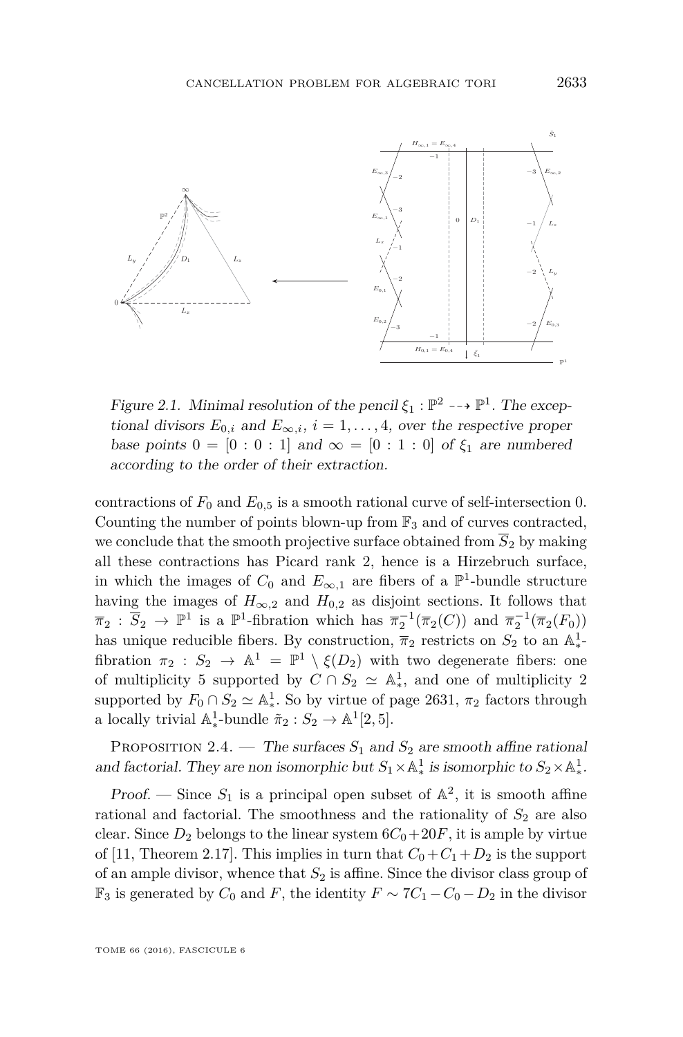Figure 2.1. Minimal resolution of the pencil $\xi_1 : \mathbb{P}^2 \dashrightarrow \mathbb{P}^1$. The exceptional divisors $E_{0,i}$ and $E_{\infty,i}$, $i = 1, \ldots, 4$, over the respective proper base points $0 = [0:0:1]$ and $\infty = [0:1:0]$ of $\xi_1$ are numbered according to the order of their extraction.

contractions of $F_0$ and $E_{0,5}$ is a smooth rational curve of self-intersection 0. Counting the number of points blown-up from $\mathbb{F}_3$ and of curves contracted, we conclude that the smooth projective surface obtained from $\overline{S}_2$ by making all these contractions has Picard rank 2, hence is a Hirzebruch surface, in which the images of $C_0$ and $E_{\infty,1}$ are fibers of a $\mathbb{P}^1$-bundle structure having the images of $H_{\infty,2}$ and $H_{0,2}$ as disjoint sections. It follows that $\overline{\pi}_2 : \overline{S}_2 \to \mathbb{P}^1$ is a $\mathbb{P}^1$-fibration which has $\overline{\pi}_2^{-1}(\overline{\pi}_2(C))$ and $\overline{\pi}_2^{-1}(\overline{\pi}_2(F_0))$ has unique reducible fibers. By construction, $\overline{\pi}_2$ restricts on $S_2$ to an $\mathbb{A}^1_*$-fibration $\pi_2 : S_2 \to \mathbb{A}^1 = \mathbb{P}^1 \setminus \xi(D_2)$ with two degenerate fibers: one of multiplicity 5 supported by $C \cap S_2 \simeq \mathbb{A}^1_*$, and one of multiplicity 2 supported by $F_0 \cap S_2 \simeq \mathbb{A}^1_*$. So by virtue of page 2631, $\pi_2$ factors through a locally trivial $\mathbb{A}^1_*$-bundle $\tilde{\pi}_2 : S_2 \to \mathbb{A}^1[2,5]$.

Proposition 2.4. — *The surfaces $S_1$ and $S_2$ are smooth affine rational and factorial. They are non isomorphic but $S_1 \times \mathbb{A}^1_*$ is isomorphic to $S_2 \times \mathbb{A}^1_*$.*

*Proof.* — Since $S_1$ is a principal open subset of $\mathbb{A}^2$, it is smooth affine rational and factorial. The smoothness and the rationality of $S_2$ are also clear. Since $D_2$ belongs to the linear system $6C_0 + 20F$, it is ample by virtue of [11, Theorem 2.17]. This implies in turn that $C_0 + C_1 + D_2$ is the support of an ample divisor, whence that $S_2$ is affine. Since the divisor class group of $\mathbb{F}_3$ is generated by $C_0$ and $F$, the identity $F \sim 7C_1 - C_0 - D_2$ in the divisor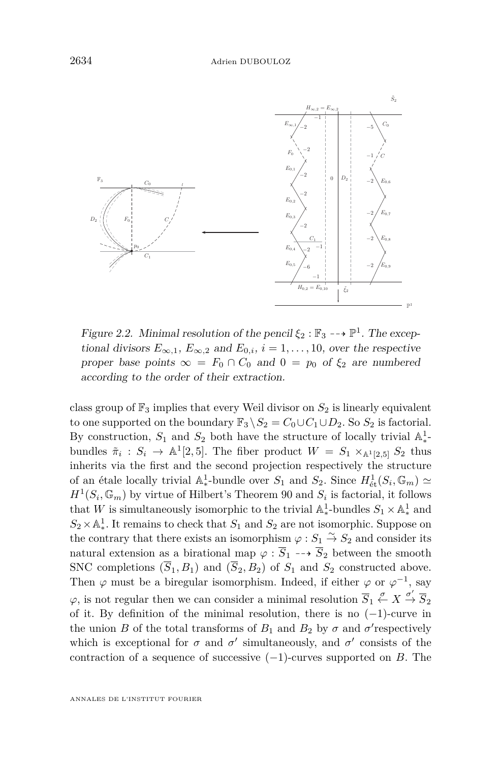Figure 2.2. Minimal resolution of the pencil $\xi_2 : \mathbb{F}_3 \dashrightarrow \mathbb{P}^1$. The exceptional divisors $E_{\infty,1}$, $E_{\infty,2}$ and $E_{0,i}$, $i = 1, \ldots, 10$, over the respective proper base points $\infty = F_0 \cap C_0$ and $0 = p_0$ of $\xi_2$ are numbered according to the order of their extraction.

class group of $\mathbb{F}_3$ implies that every Weil divisor on $S_2$ is linearly equivalent to one supported on the boundary $\mathbb{F}_3 \setminus S_2 = C_0 \cup C_1 \cup D_2$. So $S_2$ is factorial. By construction, $S_1$ and $S_2$ both have the structure of locally trivial $\mathbb{A}^1_*$-bundles $\tilde{\pi}_i : S_i \to \mathbb{A}^1[2,5]$. The fiber product $W = S_1 \times_{\mathbb{A}^1[2,5]} S_2$ thus inherits via the first and the second projection respectively the structure of an étale locally trivial $\mathbb{A}^1_*$-bundle over $S_1$ and $S_2$. Since $H^1_{\text{ét}}(S_i, \mathbb{G}_m) \simeq H^1(S_i, \mathbb{G}_m)$ by virtue of Hilbert's Theorem 90 and $S_i$ is factorial, it follows that $W$ is simultaneously isomorphic to the trivial $\mathbb{A}^1_*$-bundles $S_1 \times \mathbb{A}^1_*$ and $S_2 \times \mathbb{A}^1_*$. It remains to check that $S_1$ and $S_2$ are not isomorphic. Suppose on the contrary that there exists an isomorphism $\varphi : S_1 \xrightarrow{\sim} S_2$ and consider its natural extension as a birational map $\varphi : \overline{S}_1 \dashrightarrow \overline{S}_2$ between the smooth SNC completions $(\overline{S}_1, B_1)$ and $(\overline{S}_2, B_2)$ of $S_1$ and $S_2$ constructed above. Then $\varphi$ must be a biregular isomorphism. Indeed, if either $\varphi$ or $\varphi^{-1}$, say $\varphi$, is not regular then we can consider a minimal resolution $\overline{S}_1 \xleftarrow{\sigma} X \xrightarrow{\sigma'} \overline{S}_2$ of it. By definition of the minimal resolution, there is no $(-1)$-curve in the union $B$ of the total transforms of $B_1$ and $B_2$ by $\sigma$ and $\sigma'$respectively which is exceptional for $\sigma$ and $\sigma'$ simultaneously, and $\sigma'$ consists of the contraction of a sequence of successive $(-1)$-curves supported on $B$. The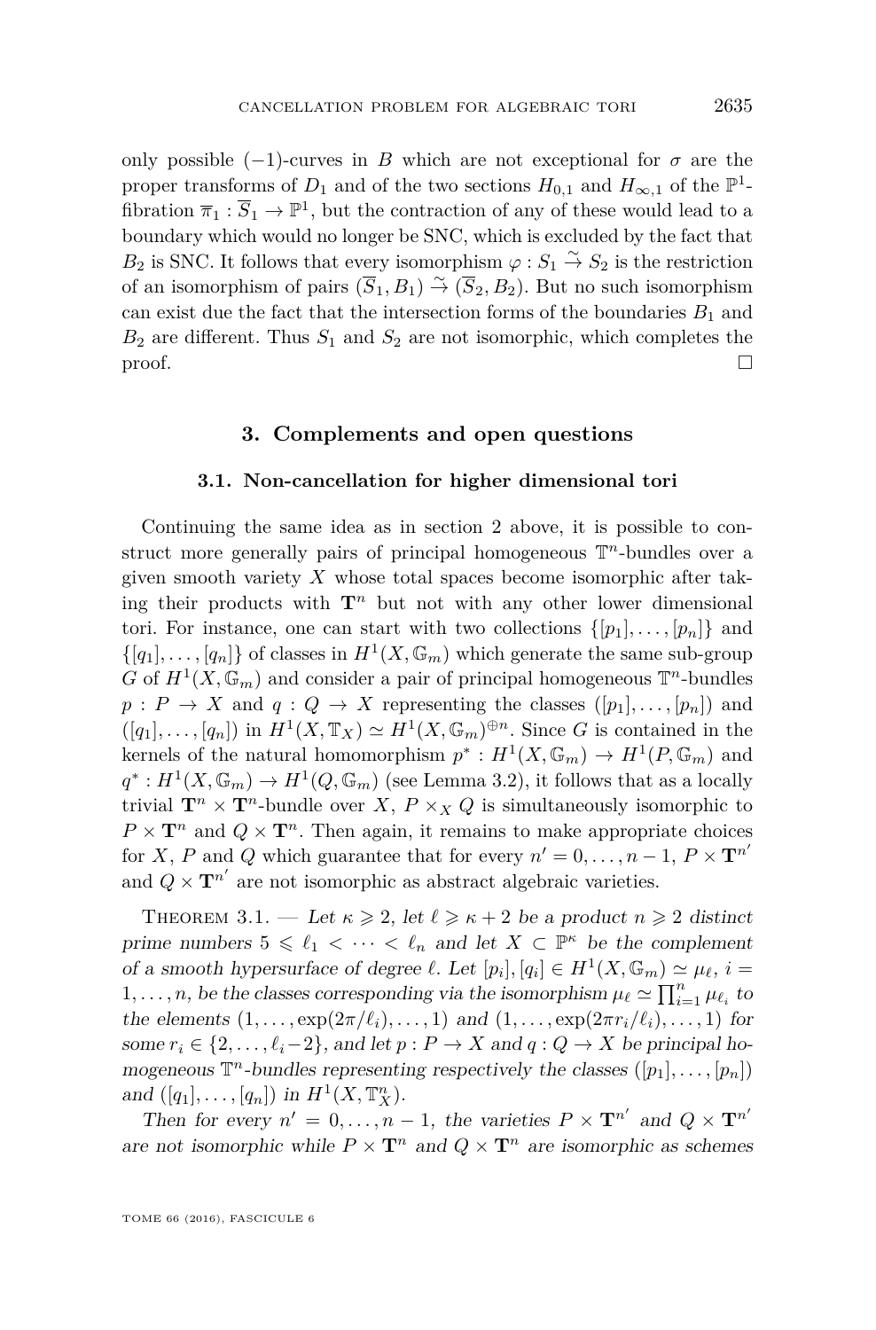only possible $(-1)$-curves in $B$ which are not exceptional for $\sigma$ are the proper transforms of $D_1$ and of the two sections $H_{0,1}$ and $H_{\infty,1}$ of the $\mathbb{P}^1$-fibration $\overline{\pi}_1 : \overline{S}_1 \to \mathbb{P}^1$, but the contraction of any of these would lead to a boundary which would no longer be SNC, which is excluded by the fact that $B_2$ is SNC. It follows that every isomorphism $\varphi : S_1 \overset{\sim}{\to} S_2$ is the restriction of an isomorphism of pairs $(\overline{S}_1, B_1) \overset{\sim}{\to} (\overline{S}_2, B_2)$. But no such isomorphism can exist due the fact that the intersection forms of the boundaries $B_1$ and $B_2$ are different. Thus $S_1$ and $S_2$ are not isomorphic, which completes the proof. □

## 3. Complements and open questions

### 3.1. Non-cancellation for higher dimensional tori

Continuing the same idea as in section 2 above, it is possible to construct more generally pairs of principal homogeneous $\mathbb{T}^n$-bundles over a given smooth variety $X$ whose total spaces become isomorphic after taking their products with $\mathbf{T}^n$ but not with any other lower dimensional tori. For instance, one can start with two collections $\{[p_1], \ldots, [p_n]\}$ and $\{[q_1], \ldots, [q_n]\}$ of classes in $H^1(X, \mathbb{G}_m)$ which generate the same sub-group $G$ of $H^1(X, \mathbb{G}_m)$ and consider a pair of principal homogeneous $\mathbb{T}^n$-bundles $p : P \to X$ and $q : Q \to X$ representing the classes $([p_1], \ldots, [p_n])$ and $([q_1], \ldots, [q_n])$ in $H^1(X, \mathbb{T}_X) \simeq H^1(X, \mathbb{G}_m)^{\oplus n}$. Since $G$ is contained in the kernels of the natural homomorphism $p^* : H^1(X, \mathbb{G}_m) \to H^1(P, \mathbb{G}_m)$ and $q^* : H^1(X, \mathbb{G}_m) \to H^1(Q, \mathbb{G}_m)$ (see Lemma 3.2), it follows that as a locally trivial $\mathbf{T}^n \times \mathbf{T}^n$-bundle over $X$, $P \times_X Q$ is simultaneously isomorphic to $P \times \mathbf{T}^n$ and $Q \times \mathbf{T}^n$. Then again, it remains to make appropriate choices for $X$, $P$ and $Q$ which guarantee that for every $n' = 0, \ldots, n-1$, $P \times \mathbf{T}^{n'}$ and $Q \times \mathbf{T}^{n'}$ are not isomorphic as abstract algebraic varieties.

Theorem 3.1. — *Let $\kappa \geqslant 2$, let $\ell \geqslant \kappa + 2$ be a product $n \geqslant 2$ distinct prime numbers $5 \leqslant \ell_1 < \cdots < \ell_n$ and let $X \subset \mathbb{P}^\kappa$ be the complement of a smooth hypersurface of degree $\ell$. Let $[p_i], [q_i] \in H^1(X, \mathbb{G}_m) \simeq \mu_\ell$, $i = 1, \ldots, n$, be the classes corresponding via the isomorphism $\mu_\ell \simeq \prod_{i=1}^n \mu_{\ell_i}$ to the elements $(1, \ldots, \exp(2\pi/\ell_i), \ldots, 1)$ and $(1, \ldots, \exp(2\pi r_i/\ell_i), \ldots, 1)$ for some $r_i \in \{2, \ldots, \ell_i - 2\}$, and let $p : P \to X$ and $q : Q \to X$ be principal homogeneous $\mathbb{T}^n$-bundles representing respectively the classes $([p_1], \ldots, [p_n])$ and $([q_1], \ldots, [q_n])$ in $H^1(X, \mathbb{T}^n_X)$.*

*Then for every $n' = 0, \ldots, n-1$, the varieties $P \times \mathbf{T}^{n'}$ and $Q \times \mathbf{T}^{n'}$ are not isomorphic while $P \times \mathbf{T}^n$ and $Q \times \mathbf{T}^n$ are isomorphic as schemes*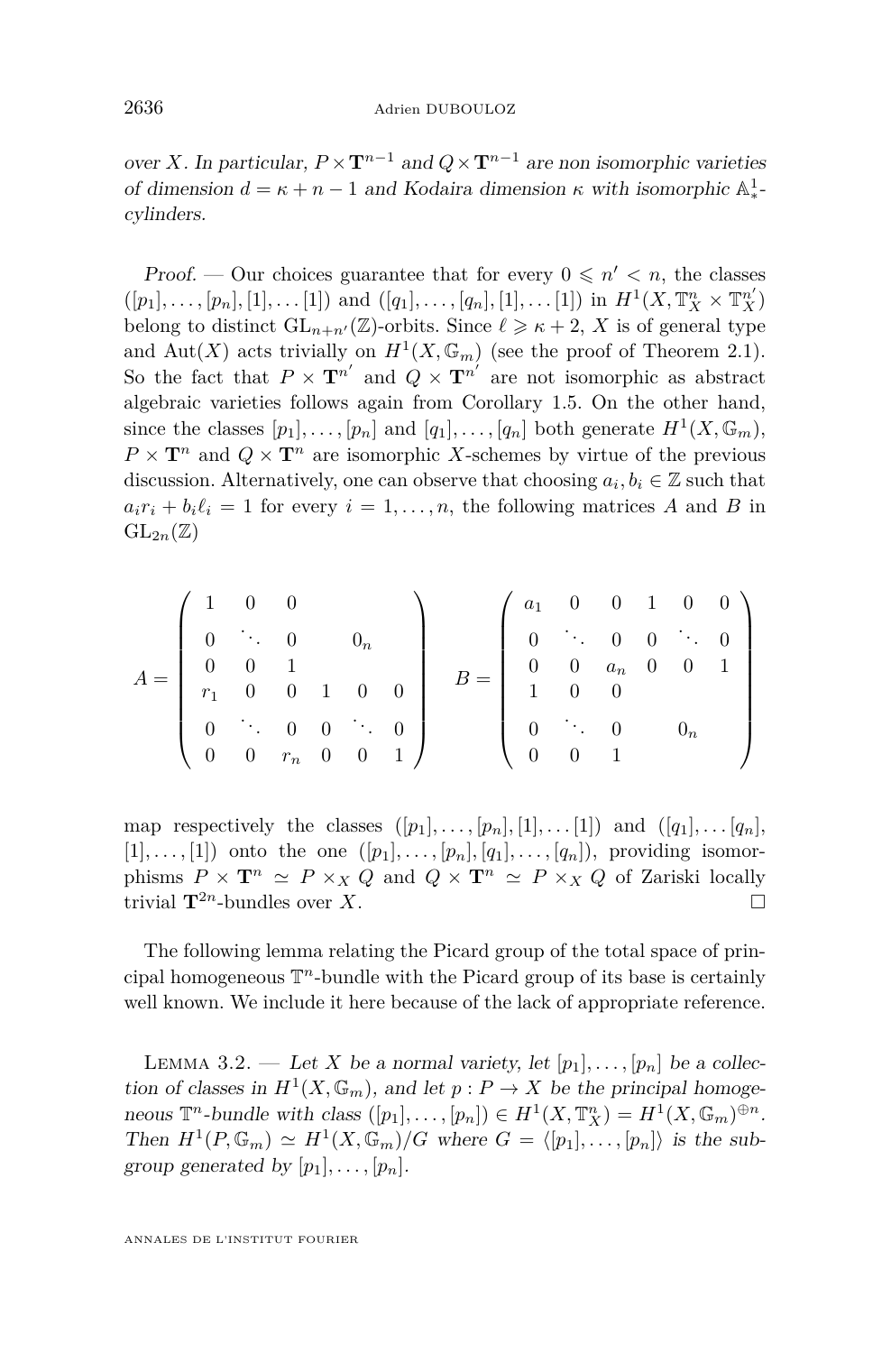*over $X$. In particular, $P \times \mathbf{T}^{n-1}$ and $Q \times \mathbf{T}^{n-1}$ are non isomorphic varieties of dimension $d = \kappa + n - 1$ and Kodaira dimension $\kappa$ with isomorphic $\mathbb{A}^1_*$-cylinders.*

*Proof.* — Our choices guarantee that for every $0 \leqslant n' < n$, the classes $([p_1], \ldots, [p_n], [1], \ldots [1])$ and $([q_1], \ldots, [q_n], [1], \ldots [1])$ in $H^1(X, \mathbb{T}^n_X \times \mathbb{T}^{n'}_X)$ belong to distinct $\mathrm{GL}_{n+n'}(\mathbb{Z})$-orbits. Since $\ell \geqslant \kappa + 2$, $X$ is of general type and $\mathrm{Aut}(X)$ acts trivially on $H^1(X, \mathbb{G}_m)$ (see the proof of Theorem 2.1). So the fact that $P \times \mathbf{T}^{n'}$ and $Q \times \mathbf{T}^{n'}$ are not isomorphic as abstract algebraic varieties follows again from Corollary 1.5. On the other hand, since the classes $[p_1], \ldots, [p_n]$ and $[q_1], \ldots, [q_n]$ both generate $H^1(X, \mathbb{G}_m)$, $P \times \mathbf{T}^n$ and $Q \times \mathbf{T}^n$ are isomorphic $X$-schemes by virtue of the previous discussion. Alternatively, one can observe that choosing $a_i, b_i \in \mathbb{Z}$ such that $a_i r_i + b_i \ell_i = 1$ for every $i = 1, \ldots, n$, the following matrices $A$ and $B$ in $\mathrm{GL}_{2n}(\mathbb{Z})$

$$A = \begin{pmatrix} 1 & 0 & 0 & & & \\ 0 & \ddots & 0 & & 0_n & \\ 0 & 0 & 1 & & & \\ r_1 & 0 & 0 & 1 & 0 & 0 \\ 0 & \ddots & 0 & 0 & \ddots & 0 \\ 0 & 0 & r_n & 0 & 0 & 1 \end{pmatrix} \quad B = \begin{pmatrix} a_1 & 0 & 0 & 1 & 0 & 0 \\ 0 & \ddots & 0 & 0 & \ddots & 0 \\ 0 & 0 & a_n & 0 & 0 & 1 \\ 1 & 0 & 0 & & & \\ 0 & \ddots & 0 & & 0_n & \\ 0 & 0 & 1 & & & \end{pmatrix}$$

map respectively the classes $([p_1], \ldots, [p_n], [1], \ldots [1])$ and $([q_1], \ldots [q_n], [1], \ldots, [1])$ onto the one $([p_1], \ldots, [p_n], [q_1], \ldots, [q_n])$, providing isomorphisms $P \times \mathbf{T}^n \simeq P \times_X Q$ and $Q \times \mathbf{T}^n \simeq P \times_X Q$ of Zariski locally trivial $\mathbf{T}^{2n}$-bundles over $X$. □

The following lemma relating the Picard group of the total space of principal homogeneous $\mathbb{T}^n$-bundle with the Picard group of its base is certainly well known. We include it here because of the lack of appropriate reference.

Lemma 3.2. — *Let $X$ be a normal variety, let $[p_1], \ldots, [p_n]$ be a collection of classes in $H^1(X, \mathbb{G}_m)$, and let $p : P \to X$ be the principal homogeneous $\mathbb{T}^n$-bundle with class $([p_1], \ldots, [p_n]) \in H^1(X, \mathbb{T}^n_X) = H^1(X, \mathbb{G}_m)^{\oplus n}$. Then $H^1(P, \mathbb{G}_m) \simeq H^1(X, \mathbb{G}_m)/G$ where $G = \langle [p_1], \ldots, [p_n] \rangle$ is the subgroup generated by $[p_1], \ldots, [p_n]$.*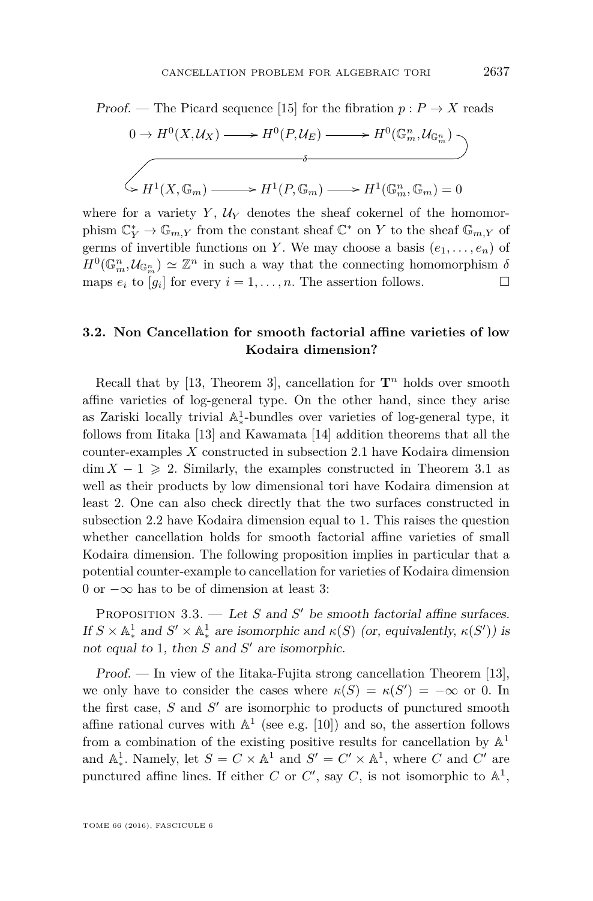*Proof.* — The Picard sequence [15] for the fibration $p : P \to X$ reads

$$0 \to H^0(X, \mathcal{U}_X) \longrightarrow H^0(P, \mathcal{U}_E) \longrightarrow H^0(\mathbb{G}_m^n, \mathcal{U}_{\mathbb{G}_m^n}) \xrightarrow{\delta} H^1(X, \mathbb{G}_m) \longrightarrow H^1(P, \mathbb{G}_m) \longrightarrow H^1(\mathbb{G}_m^n, \mathbb{G}_m) = 0$$

where for a variety $Y$, $\mathcal{U}_Y$ denotes the sheaf cokernel of the homomorphism $\mathbb{C}_Y^* \to \mathbb{G}_{m,Y}$ from the constant sheaf $\mathbb{C}^*$ on $Y$ to the sheaf $\mathbb{G}_{m,Y}$ of germs of invertible functions on $Y$. We may choose a basis $(e_1, \dots, e_n)$ of $H^0(\mathbb{G}_m^n, \mathcal{U}_{\mathbb{G}_m^n}) \simeq \mathbb{Z}^n$ in such a way that the connecting homomorphism $\delta$ maps $e_i$ to $[g_i]$ for every $i = 1, \dots, n$. The assertion follows. □

### 3.2. Non Cancellation for smooth factorial affine varieties of low Kodaira dimension?

Recall that by [13, Theorem 3], cancellation for $\mathbf{T}^n$ holds over smooth affine varieties of log-general type. On the other hand, since they arise as Zariski locally trivial $\mathbb{A}^1_*$-bundles over varieties of log-general type, it follows from Iitaka [13] and Kawamata [14] addition theorems that all the counter-examples $X$ constructed in subsection 2.1 have Kodaira dimension $\dim X - 1 \geqslant 2$. Similarly, the examples constructed in Theorem 3.1 as well as their products by low dimensional tori have Kodaira dimension at least 2. One can also check directly that the two surfaces constructed in subsection 2.2 have Kodaira dimension equal to 1. This raises the question whether cancellation holds for smooth factorial affine varieties of small Kodaira dimension. The following proposition implies in particular that a potential counter-example to cancellation for varieties of Kodaira dimension 0 or $-\infty$ has to be of dimension at least 3:

Proposition 3.3. — *Let $S$ and $S'$ be smooth factorial affine surfaces. If $S \times \mathbb{A}^1_*$ and $S' \times \mathbb{A}^1_*$ are isomorphic and $\kappa(S)$ (or, equivalently, $\kappa(S')$) is not equal to* 1*, then $S$ and $S'$ are isomorphic.*

*Proof.* — In view of the Iitaka-Fujita strong cancellation Theorem [13], we only have to consider the cases where $\kappa(S) = \kappa(S') = -\infty$ or 0. In the first case, $S$ and $S'$ are isomorphic to products of punctured smooth affine rational curves with $\mathbb{A}^1$ (see e.g. [10]) and so, the assertion follows from a combination of the existing positive results for cancellation by $\mathbb{A}^1$ and $\mathbb{A}^1_*$. Namely, let $S = C \times \mathbb{A}^1$ and $S' = C' \times \mathbb{A}^1$, where $C$ and $C'$ are punctured affine lines. If either $C$ or $C'$, say $C$, is not isomorphic to $\mathbb{A}^1$,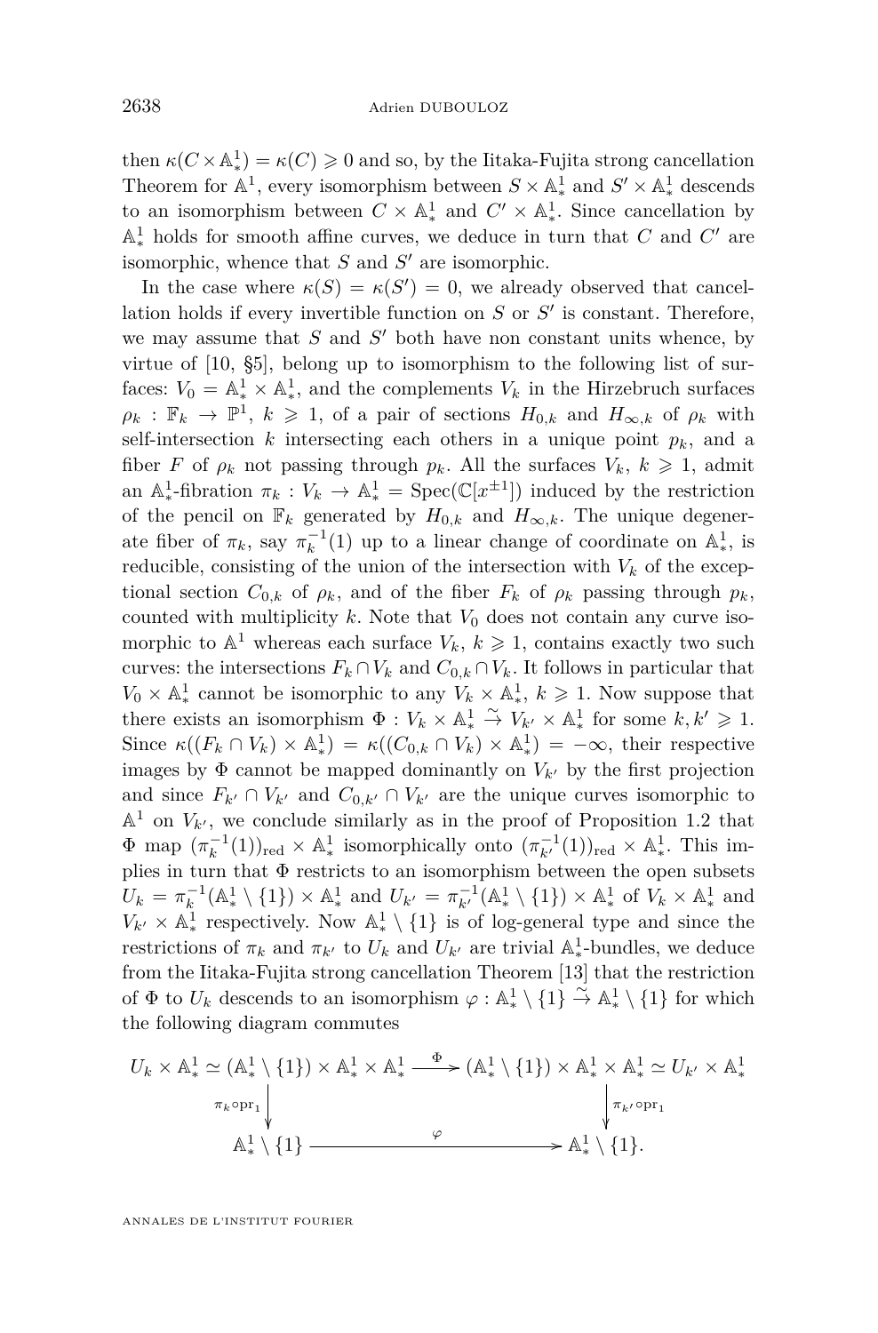then $\kappa(C\times\mathbb{A}^1_*)=\kappa(C)\geqslant 0$ and so, by the Iitaka-Fujita strong cancellation Theorem for $\mathbb{A}^1$, every isomorphism between $S\times\mathbb{A}^1_*$ and $S'\times\mathbb{A}^1_*$ descends to an isomorphism between $C\times\mathbb{A}^1_*$ and $C'\times\mathbb{A}^1_*$. Since cancellation by $\mathbb{A}^1_*$ holds for smooth affine curves, we deduce in turn that $C$ and $C'$ are isomorphic, whence that $S$ and $S'$ are isomorphic.

In the case where $\kappa(S)=\kappa(S')=0$, we already observed that cancellation holds if every invertible function on $S$ or $S'$ is constant. Therefore, we may assume that $S$ and $S'$ both have non constant units whence, by virtue of [10, §5], belong up to isomorphism to the following list of surfaces: $V_0=\mathbb{A}^1_*\times\mathbb{A}^1_*$, and the complements $V_k$ in the Hirzebruch surfaces $\rho_k:\mathbb{F}_k\to\mathbb{P}^1$, $k\geqslant 1$, of a pair of sections $H_{0,k}$ and $H_{\infty,k}$ of $\rho_k$ with self-intersection $k$ intersecting each others in a unique point $p_k$, and a fiber $F$ of $\rho_k$ not passing through $p_k$. All the surfaces $V_k$, $k\geqslant 1$, admit an $\mathbb{A}^1_*$-fibration $\pi_k:V_k\to\mathbb{A}^1_*=\operatorname{Spec}(\mathbb{C}[x^{\pm 1}])$ induced by the restriction of the pencil on $\mathbb{F}_k$ generated by $H_{0,k}$ and $H_{\infty,k}$. The unique degenerate fiber of $\pi_k$, say $\pi_k^{-1}(1)$ up to a linear change of coordinate on $\mathbb{A}^1_*$, is reducible, consisting of the union of the intersection with $V_k$ of the exceptional section $C_{0,k}$ of $\rho_k$, and of the fiber $F_k$ of $\rho_k$ passing through $p_k$, counted with multiplicity $k$. Note that $V_0$ does not contain any curve isomorphic to $\mathbb{A}^1$ whereas each surface $V_k$, $k\geqslant 1$, contains exactly two such curves: the intersections $F_k\cap V_k$ and $C_{0,k}\cap V_k$. It follows in particular that $V_0\times\mathbb{A}^1_*$ cannot be isomorphic to any $V_k\times\mathbb{A}^1_*$, $k\geqslant 1$. Now suppose that there exists an isomorphism $\Phi:V_k\times\mathbb{A}^1_*\overset{\sim}{\to}V_{k'}\times\mathbb{A}^1_*$ for some $k,k'\geqslant 1$. Since $\kappa((F_k\cap V_k)\times\mathbb{A}^1_*)=\kappa((C_{0,k}\cap V_k)\times\mathbb{A}^1_*)=-\infty$, their respective images by $\Phi$ cannot be mapped dominantly on $V_{k'}$ by the first projection and since $F_{k'}\cap V_{k'}$ and $C_{0,k'}\cap V_{k'}$ are the unique curves isomorphic to $\mathbb{A}^1$ on $V_{k'}$, we conclude similarly as in the proof of Proposition 1.2 that $\Phi$ map $(\pi_k^{-1}(1))_{\mathrm{red}}\times\mathbb{A}^1_*$ isomorphically onto $(\pi_{k'}^{-1}(1))_{\mathrm{red}}\times\mathbb{A}^1_*$. This implies in turn that $\Phi$ restricts to an isomorphism between the open subsets $U_k=\pi_k^{-1}(\mathbb{A}^1_*\setminus\{1\})\times\mathbb{A}^1_*$ and $U_{k'}=\pi_{k'}^{-1}(\mathbb{A}^1_*\setminus\{1\})\times\mathbb{A}^1_*$ of $V_k\times\mathbb{A}^1_*$ and $V_{k'}\times\mathbb{A}^1_*$ respectively. Now $\mathbb{A}^1_*\setminus\{1\}$ is of log-general type and since the restrictions of $\pi_k$ and $\pi_{k'}$ to $U_k$ and $U_{k'}$ are trivial $\mathbb{A}^1_*$-bundles, we deduce from the Iitaka-Fujita strong cancellation Theorem [13] that the restriction of $\Phi$ to $U_k$ descends to an isomorphism $\varphi:\mathbb{A}^1_*\setminus\{1\}\overset{\sim}{\to}\mathbb{A}^1_*\setminus\{1\}$ for which the following diagram commutes

$$
\begin{array}{ccc}
U_k\times\mathbb{A}^1_*\simeq(\mathbb{A}^1_*\setminus\{1\})\times\mathbb{A}^1_*\times\mathbb{A}^1_* & \xrightarrow{\Phi} & (\mathbb{A}^1_*\setminus\{1\})\times\mathbb{A}^1_*\times\mathbb{A}^1_*\simeq U_{k'}\times\mathbb{A}^1_* \\
\Big\downarrow{\scriptstyle \pi_k\circ\mathrm{pr}_1} & & \Big\downarrow{\scriptstyle \pi_{k'}\circ\mathrm{pr}_1} \\
\mathbb{A}^1_*\setminus\{1\} & \xrightarrow{\varphi} & \mathbb{A}^1_*\setminus\{1\}.
\end{array}
$$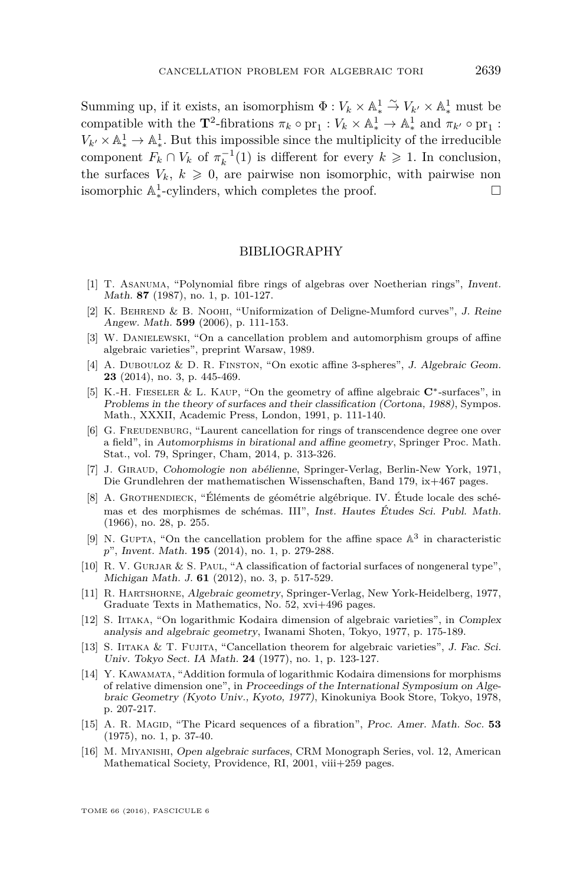Summing up, if it exists, an isomorphism $\Phi : V_k \times \mathbb{A}^1_* \xrightarrow{\sim} V_{k'} \times \mathbb{A}^1_*$ must be compatible with the $\mathbf{T}^2$-fibrations $\pi_k \circ \mathrm{pr}_1 : V_k \times \mathbb{A}^1_* \to \mathbb{A}^1_*$ and $\pi_{k'} \circ \mathrm{pr}_1 : V_{k'} \times \mathbb{A}^1_* \to \mathbb{A}^1_*$. But this impossible since the multiplicity of the irreducible component $F_k \cap V_k$ of $\pi_k^{-1}(1)$ is different for every $k \geqslant 1$. In conclusion, the surfaces $V_k$, $k \geqslant 0$, are pairwise non isomorphic, with pairwise non isomorphic $\mathbb{A}^1_*$-cylinders, which completes the proof. □

## BIBLIOGRAPHY

[1] T. Asanuma, "Polynomial fibre rings of algebras over Noetherian rings", *Invent. Math.* **87** (1987), no. 1, p. 101-127.

[2] K. Behrend & B. Noohi, "Uniformization of Deligne-Mumford curves", *J. Reine Angew. Math.* **599** (2006), p. 111-153.

[3] W. Danielewski, "On a cancellation problem and automorphism groups of affine algebraic varieties", preprint Warsaw, 1989.

[4] A. Dubouloz & D. R. Finston, "On exotic affine 3-spheres", *J. Algebraic Geom.* **23** (2014), no. 3, p. 445-469.

[5] K.-H. Fieseler & L. Kaup, "On the geometry of affine algebraic $\mathbf{C}^*$-surfaces", in *Problems in the theory of surfaces and their classification (Cortona, 1988)*, Sympos. Math., XXXII, Academic Press, London, 1991, p. 111-140.

[6] G. Freudenburg, "Laurent cancellation for rings of transcendence degree one over a field", in *Automorphisms in birational and affine geometry*, Springer Proc. Math. Stat., vol. 79, Springer, Cham, 2014, p. 313-326.

[7] J. Giraud, *Cohomologie non abélienne*, Springer-Verlag, Berlin-New York, 1971, Die Grundlehren der mathematischen Wissenschaften, Band 179, ix+467 pages.

[8] A. Grothendieck, "Éléments de géométrie algébrique. IV. Étude locale des schémas et des morphismes de schémas. III", *Inst. Hautes Études Sci. Publ. Math.* (1966), no. 28, p. 255.

[9] N. Gupta, "On the cancellation problem for the affine space $\mathbb{A}^3$ in characteristic $p$", *Invent. Math.* **195** (2014), no. 1, p. 279-288.

[10] R. V. Gurjar & S. Paul, "A classification of factorial surfaces of nongeneral type", *Michigan Math. J.* **61** (2012), no. 3, p. 517-529.

[11] R. Hartshorne, *Algebraic geometry*, Springer-Verlag, New York-Heidelberg, 1977, Graduate Texts in Mathematics, No. 52, xvi+496 pages.

[12] S. Iitaka, "On logarithmic Kodaira dimension of algebraic varieties", in *Complex analysis and algebraic geometry*, Iwanami Shoten, Tokyo, 1977, p. 175-189.

[13] S. Iitaka & T. Fujita, "Cancellation theorem for algebraic varieties", *J. Fac. Sci. Univ. Tokyo Sect. IA Math.* **24** (1977), no. 1, p. 123-127.

[14] Y. Kawamata, "Addition formula of logarithmic Kodaira dimensions for morphisms of relative dimension one", in *Proceedings of the International Symposium on Algebraic Geometry (Kyoto Univ., Kyoto, 1977)*, Kinokuniya Book Store, Tokyo, 1978, p. 207-217.

[15] A. R. Magid, "The Picard sequences of a fibration", *Proc. Amer. Math. Soc.* **53** (1975), no. 1, p. 37-40.

[16] M. Miyanishi, *Open algebraic surfaces*, CRM Monograph Series, vol. 12, American Mathematical Society, Providence, RI, 2001, viii+259 pages.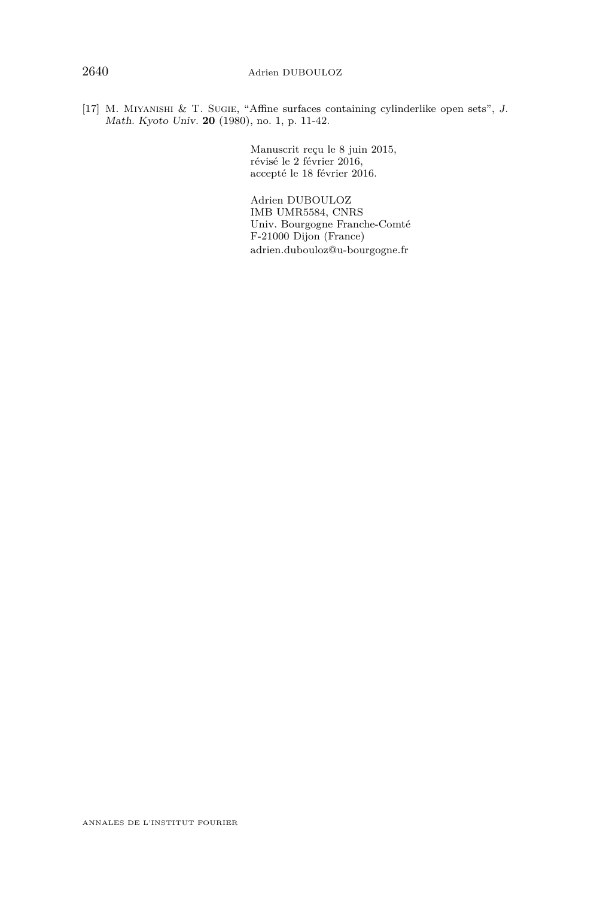[17] M. Miyanishi & T. Sugie, "Affine surfaces containing cylinderlike open sets", *J. Math. Kyoto Univ.* **20** (1980), no. 1, p. 11-42.

Manuscrit reçu le 8 juin 2015,
révisé le 2 février 2016,
accepté le 18 février 2016.

Adrien DUBOULOZ
IMB UMR5584, CNRS
Univ. Bourgogne Franche-Comté
F-21000 Dijon (France)
adrien.dubouloz@u-bourgogne.fr